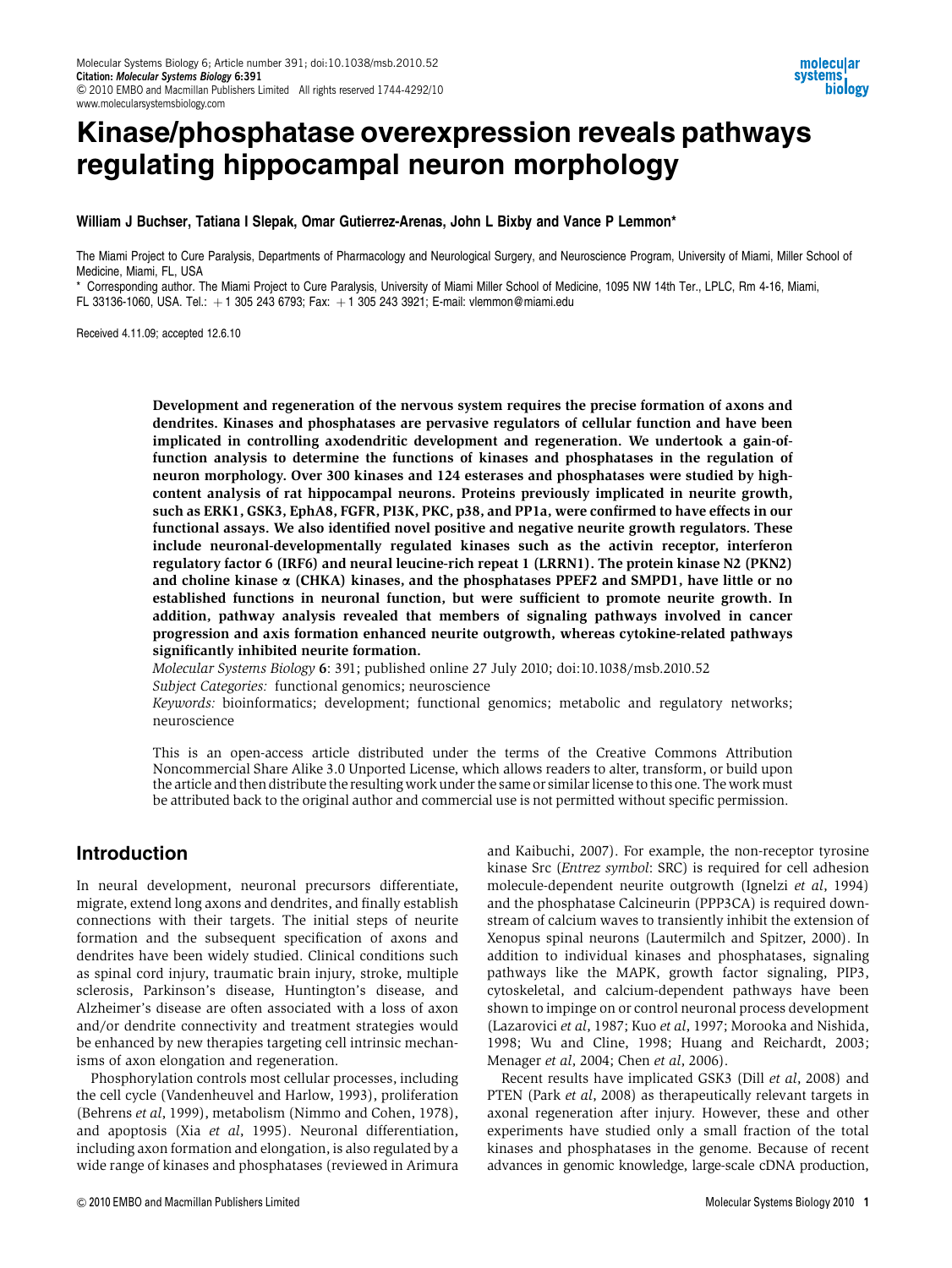Molecular Systems Biology 6; Article number 391; doi:10.1038/msb.2010.52
**Citation:** *Molecular Systems Biology* **6**:391
© 2010 EMBO and Macmillan Publishers Limited All rights reserved 1744-4292/10
www.molecularsystemsbiology.com

# Kinase/phosphatase overexpression reveals pathways regulating hippocampal neuron morphology

**William J Buchser, Tatiana I Slepak, Omar Gutierrez-Arenas, John L Bixby and Vance P Lemmon***

The Miami Project to Cure Paralysis, Departments of Pharmacology and Neurological Surgery, and Neuroscience Program, University of Miami, Miller School of Medicine, Miami, FL, USA

\* Corresponding author. The Miami Project to Cure Paralysis, University of Miami Miller School of Medicine, 1095 NW 14th Ter., LPLC, Rm 4-16, Miami, FL 33136-1060, USA. Tel.: +1 305 243 6793; Fax: +1 305 243 3921; E-mail: vlemmon@miami.edu

Received 4.11.09; accepted 12.6.10

**Development and regeneration of the nervous system requires the precise formation of axons and dendrites. Kinases and phosphatases are pervasive regulators of cellular function and have been implicated in controlling axodendritic development and regeneration. We undertook a gain-of-function analysis to determine the functions of kinases and phosphatases in the regulation of neuron morphology. Over 300 kinases and 124 esterases and phosphatases were studied by high-content analysis of rat hippocampal neurons. Proteins previously implicated in neurite growth, such as ERK1, GSK3, EphA8, FGFR, PI3K, PKC, p38, and PP1a, were confirmed to have effects in our functional assays. We also identified novel positive and negative neurite growth regulators. These include neuronal-developmentally regulated kinases such as the activin receptor, interferon regulatory factor 6 (IRF6) and neural leucine-rich repeat 1 (LRRN1). The protein kinase N2 (PKN2) and choline kinase α (CHKA) kinases, and the phosphatases PPEF2 and SMPD1, have little or no established functions in neuronal function, but were sufficient to promote neurite growth. In addition, pathway analysis revealed that members of signaling pathways involved in cancer progression and axis formation enhanced neurite outgrowth, whereas cytokine-related pathways significantly inhibited neurite formation.**

*Molecular Systems Biology* **6**: 391; published online 27 July 2010; doi:10.1038/msb.2010.52

*Subject Categories:* functional genomics; neuroscience

*Keywords:* bioinformatics; development; functional genomics; metabolic and regulatory networks; neuroscience

This is an open-access article distributed under the terms of the Creative Commons Attribution Noncommercial Share Alike 3.0 Unported License, which allows readers to alter, transform, or build upon the article and then distribute the resulting work under the same or similar license to this one. The work must be attributed back to the original author and commercial use is not permitted without specific permission.

## Introduction

In neural development, neuronal precursors differentiate, migrate, extend long axons and dendrites, and finally establish connections with their targets. The initial steps of neurite formation and the subsequent specification of axons and dendrites have been widely studied. Clinical conditions such as spinal cord injury, traumatic brain injury, stroke, multiple sclerosis, Parkinson's disease, Huntington's disease, and Alzheimer's disease are often associated with a loss of axon and/or dendrite connectivity and treatment strategies would be enhanced by new therapies targeting cell intrinsic mechanisms of axon elongation and regeneration.

Phosphorylation controls most cellular processes, including the cell cycle (Vandenheuvel and Harlow, 1993), proliferation (Behrens *et al*, 1999), metabolism (Nimmo and Cohen, 1978), and apoptosis (Xia *et al*, 1995). Neuronal differentiation, including axon formation and elongation, is also regulated by a wide range of kinases and phosphatases (reviewed in Arimura and Kaibuchi, 2007). For example, the non-receptor tyrosine kinase Src (*Entrez symbol*: SRC) is required for cell adhesion molecule-dependent neurite outgrowth (Ignelzi *et al*, 1994) and the phosphatase Calcineurin (PPP3CA) is required downstream of calcium waves to transiently inhibit the extension of Xenopus spinal neurons (Lautermilch and Spitzer, 2000). In addition to individual kinases and phosphatases, signaling pathways like the MAPK, growth factor signaling, PIP3, cytoskeletal, and calcium-dependent pathways have been shown to impinge on or control neuronal process development (Lazarovici *et al*, 1987; Kuo *et al*, 1997; Morooka and Nishida, 1998; Wu and Cline, 1998; Huang and Reichardt, 2003; Menager *et al*, 2004; Chen *et al*, 2006).

Recent results have implicated GSK3 (Dill *et al*, 2008) and PTEN (Park *et al*, 2008) as therapeutically relevant targets in axonal regeneration after injury. However, these and other experiments have studied only a small fraction of the total kinases and phosphatases in the genome. Because of recent advances in genomic knowledge, large-scale cDNA production,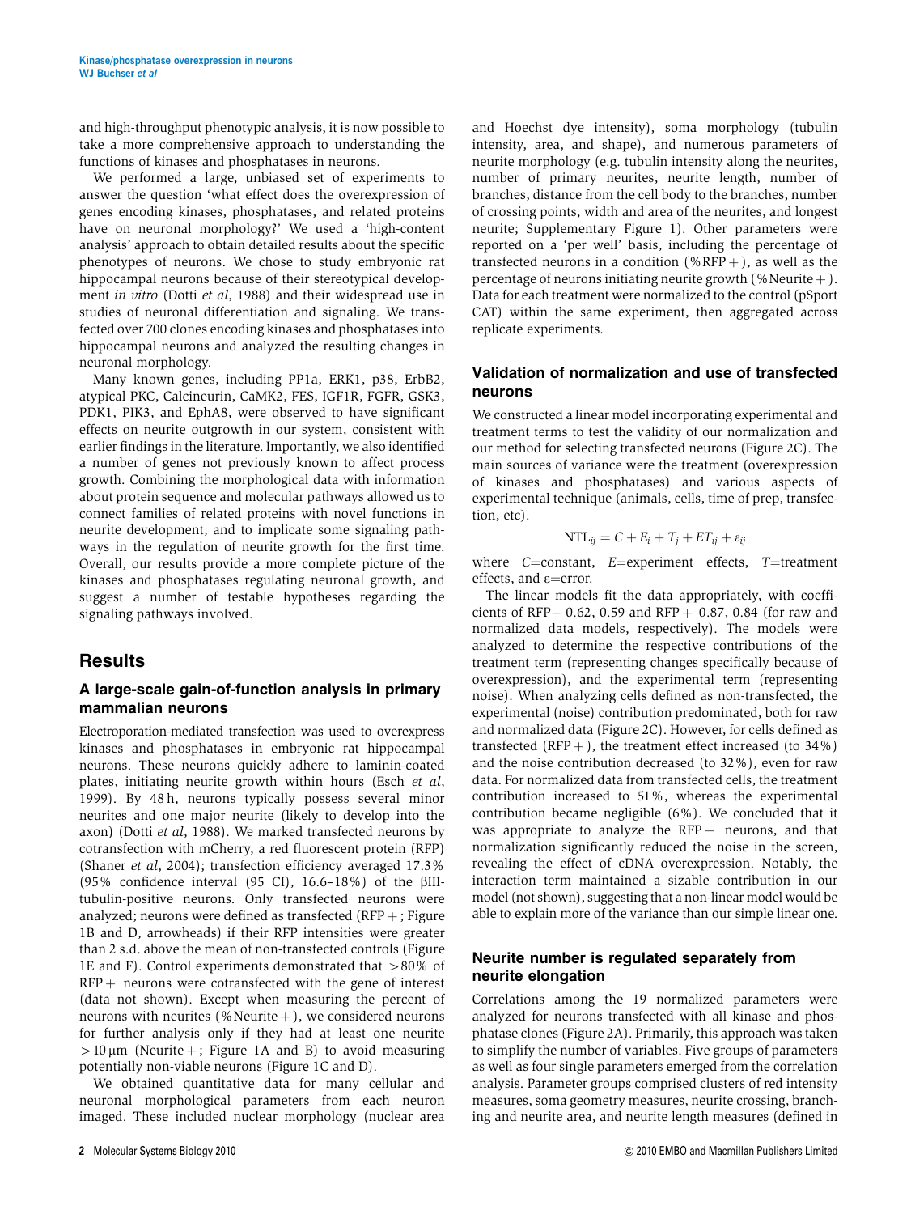and high-throughput phenotypic analysis, it is now possible to take a more comprehensive approach to understanding the functions of kinases and phosphatases in neurons.

We performed a large, unbiased set of experiments to answer the question 'what effect does the overexpression of genes encoding kinases, phosphatases, and related proteins have on neuronal morphology?' We used a 'high-content analysis' approach to obtain detailed results about the specific phenotypes of neurons. We chose to study embryonic rat hippocampal neurons because of their stereotypical development *in vitro* (Dotti *et al*, 1988) and their widespread use in studies of neuronal differentiation and signaling. We transfected over 700 clones encoding kinases and phosphatases into hippocampal neurons and analyzed the resulting changes in neuronal morphology.

Many known genes, including PP1a, ERK1, p38, ErbB2, atypical PKC, Calcineurin, CaMK2, FES, IGF1R, FGFR, GSK3, PDK1, PIK3, and EphA8, were observed to have significant effects on neurite outgrowth in our system, consistent with earlier findings in the literature. Importantly, we also identified a number of genes not previously known to affect process growth. Combining the morphological data with information about protein sequence and molecular pathways allowed us to connect families of related proteins with novel functions in neurite development, and to implicate some signaling pathways in the regulation of neurite growth for the first time. Overall, our results provide a more complete picture of the kinases and phosphatases regulating neuronal growth, and suggest a number of testable hypotheses regarding the signaling pathways involved.

## Results

### A large-scale gain-of-function analysis in primary mammalian neurons

Electroporation-mediated transfection was used to overexpress kinases and phosphatases in embryonic rat hippocampal neurons. These neurons quickly adhere to laminin-coated plates, initiating neurite growth within hours (Esch *et al*, 1999). By 48 h, neurons typically possess several minor neurites and one major neurite (likely to develop into the axon) (Dotti *et al*, 1988). We marked transfected neurons by cotransfection with mCherry, a red fluorescent protein (RFP) (Shaner *et al*, 2004); transfection efficiency averaged 17.3% (95% confidence interval (95 CI), 16.6–18%) of the βIII-tubulin-positive neurons. Only transfected neurons were analyzed; neurons were defined as transfected (RFP+; Figure 1B and D, arrowheads) if their RFP intensities were greater than 2 s.d. above the mean of non-transfected controls (Figure 1E and F). Control experiments demonstrated that >80% of RFP+ neurons were cotransfected with the gene of interest (data not shown). Except when measuring the percent of neurons with neurites (%Neurite+), we considered neurons for further analysis only if they had at least one neurite >10 μm (Neurite+; Figure 1A and B) to avoid measuring potentially non-viable neurons (Figure 1C and D).

We obtained quantitative data for many cellular and neuronal morphological parameters from each neuron imaged. These included nuclear morphology (nuclear area and Hoechst dye intensity), soma morphology (tubulin intensity, area, and shape), and numerous parameters of neurite morphology (e.g. tubulin intensity along the neurites, number of primary neurites, neurite length, number of branches, distance from the cell body to the branches, number of crossing points, width and area of the neurites, and longest neurite; Supplementary Figure 1). Other parameters were reported on a 'per well' basis, including the percentage of transfected neurons in a condition (%RFP+), as well as the percentage of neurons initiating neurite growth (%Neurite+). Data for each treatment were normalized to the control (pSport CAT) within the same experiment, then aggregated across replicate experiments.

### Validation of normalization and use of transfected neurons

We constructed a linear model incorporating experimental and treatment terms to test the validity of our normalization and our method for selecting transfected neurons (Figure 2C). The main sources of variance were the treatment (overexpression of kinases and phosphatases) and various aspects of experimental technique (animals, cells, time of prep, transfection, etc).

$$\mathrm{NTL}_{ij} = C + E_i + T_j + ET_{ij} + \varepsilon_{ij}$$

where $C$=constant, $E$=experiment effects, $T$=treatment effects, and $\varepsilon$=error.

The linear models fit the data appropriately, with coefficients of RFP− 0.62, 0.59 and RFP+ 0.87, 0.84 (for raw and normalized data models, respectively). The models were analyzed to determine the respective contributions of the treatment term (representing changes specifically because of overexpression), and the experimental term (representing noise). When analyzing cells defined as non-transfected, the experimental (noise) contribution predominated, both for raw and normalized data (Figure 2C). However, for cells defined as transfected (RFP+), the treatment effect increased (to 34%) and the noise contribution decreased (to 32%), even for raw data. For normalized data from transfected cells, the treatment contribution increased to 51%, whereas the experimental contribution became negligible (6%). We concluded that it was appropriate to analyze the RFP+ neurons, and that normalization significantly reduced the noise in the screen, revealing the effect of cDNA overexpression. Notably, the interaction term maintained a sizable contribution in our model (not shown), suggesting that a non-linear model would be able to explain more of the variance than our simple linear one.

### Neurite number is regulated separately from neurite elongation

Correlations among the 19 normalized parameters were analyzed for neurons transfected with all kinase and phosphatase clones (Figure 2A). Primarily, this approach was taken to simplify the number of variables. Five groups of parameters as well as four single parameters emerged from the correlation analysis. Parameter groups comprised clusters of red intensity measures, soma geometry measures, neurite crossing, branching and neurite area, and neurite length measures (defined in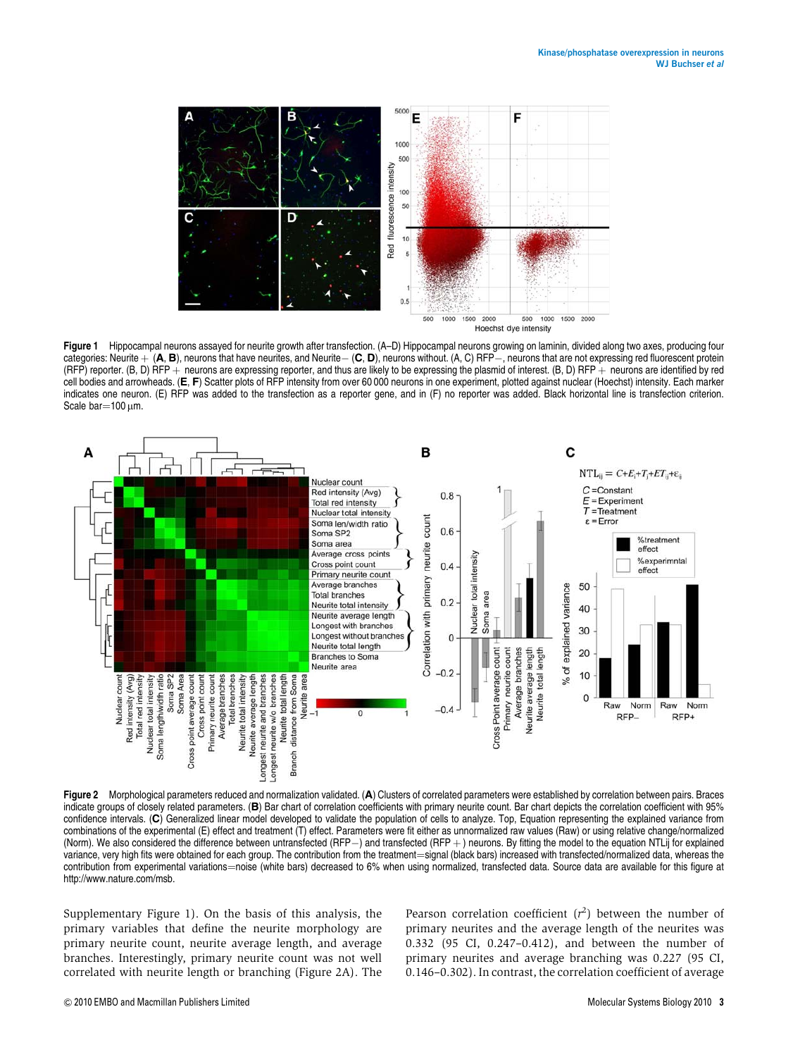Figure 1 Hippocampal neurons assayed for neurite growth after transfection. (A–D) Hippocampal neurons growing on laminin, divided along two axes, producing four categories: Neurite+ (**A**, **B**), neurons that have neurites, and Neurite− (**C**, **D**), neurons without. (A, C) RFP−, neurons that are not expressing red fluorescent protein (RFP) reporter. (B, D) RFP+ neurons are expressing reporter, and thus are likely to be expressing the plasmid of interest. (B, D) RFP+ neurons are identified by red cell bodies and arrowheads. (**E**, **F**) Scatter plots of RFP intensity from over 60 000 neurons in one experiment, plotted against nuclear (Hoechst) intensity. Each marker indicates one neuron. (E) RFP was added to the transfection as a reporter gene, and in (F) no reporter was added. Black horizontal line is transfection criterion. Scale bar=100 μm.

Figure 2 Morphological parameters reduced and normalization validated. (**A**) Clusters of correlated parameters were established by correlation between pairs. Braces indicate groups of closely related parameters. (**B**) Bar chart of correlation coefficients with primary neurite count. Bar chart depicts the correlation coefficient with 95% confidence intervals. (**C**) Generalized linear model developed to validate the population of cells to analyze. Top, Equation representing the explained variance from combinations of the experimental (E) effect and treatment (T) effect. Parameters were fit either as unnormalized raw values (Raw) or using relative change/normalized (Norm). We also considered the difference between untransfected (RFP−) and transfected (RFP+) neurons. By fitting the model to the equation NTLij for explained variance, very high fits were obtained for each group. The contribution from the treatment=signal (black bars) increased with transfected/normalized data, whereas the contribution from experimental variations=noise (white bars) decreased to 6% when using normalized, transfected data. Source data are available for this figure at http://www.nature.com/msb.

Supplementary Figure 1). On the basis of this analysis, the primary variables that define the neurite morphology are primary neurite count, neurite average length, and average branches. Interestingly, primary neurite count was not well correlated with neurite length or branching (Figure 2A). The Pearson correlation coefficient ($r^2$) between the number of primary neurites and the average length of the neurites was 0.332 (95 CI, 0.247–0.412), and between the number of primary neurites and average branching was 0.227 (95 CI, 0.146–0.302). In contrast, the correlation coefficient of average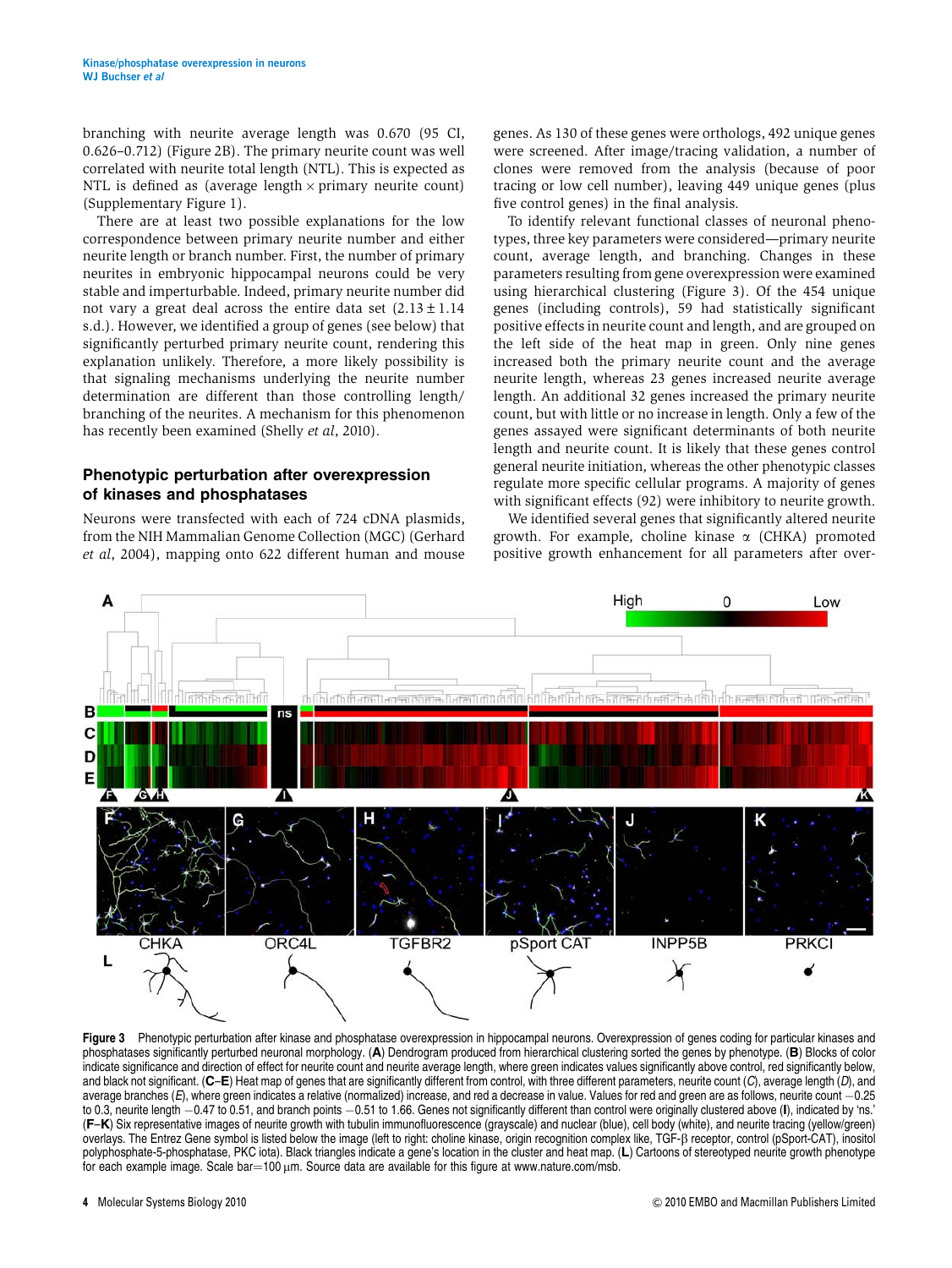branching with neurite average length was 0.670 (95 CI, 0.626–0.712) (Figure 2B). The primary neurite count was well correlated with neurite total length (NTL). This is expected as NTL is defined as (average length × primary neurite count) (Supplementary Figure 1).

There are at least two possible explanations for the low correspondence between primary neurite number and either neurite length or branch number. First, the number of primary neurites in embryonic hippocampal neurons could be very stable and imperturbable. Indeed, primary neurite number did not vary a great deal across the entire data set ($2.13 \pm 1.14$ s.d.). However, we identified a group of genes (see below) that significantly perturbed primary neurite count, rendering this explanation unlikely. Therefore, a more likely possibility is that signaling mechanisms underlying the neurite number determination are different than those controlling length/branching of the neurites. A mechanism for this phenomenon has recently been examined (Shelly *et al*, 2010).

## Phenotypic perturbation after overexpression of kinases and phosphatases

Neurons were transfected with each of 724 cDNA plasmids, from the NIH Mammalian Genome Collection (MGC) (Gerhard *et al*, 2004), mapping onto 622 different human and mouse genes. As 130 of these genes were orthologs, 492 unique genes were screened. After image/tracing validation, a number of clones were removed from the analysis (because of poor tracing or low cell number), leaving 449 unique genes (plus five control genes) in the final analysis.

To identify relevant functional classes of neuronal phenotypes, three key parameters were considered—primary neurite count, average length, and branching. Changes in these parameters resulting from gene overexpression were examined using hierarchical clustering (Figure 3). Of the 454 unique genes (including controls), 59 had statistically significant positive effects in neurite count and length, and are grouped on the left side of the heat map in green. Only nine genes increased both the primary neurite count and the average neurite length, whereas 23 genes increased neurite average length. An additional 32 genes increased the primary neurite count, but with little or no increase in length. Only a few of the genes assayed were significant determinants of both neurite length and neurite count. It is likely that these genes control general neurite initiation, whereas the other phenotypic classes regulate more specific cellular programs. A majority of genes with significant effects (92) were inhibitory to neurite growth.

We identified several genes that significantly altered neurite growth. For example, choline kinase α (CHKA) promoted positive growth enhancement for all parameters after over-

A
High 0 Low
B
C
D
E
ns
F G H I J K
CHKA ORC4L TGFBR2 pSport CAT INPP5B PRKCI
L

**Figure 3** Phenotypic perturbation after kinase and phosphatase overexpression in hippocampal neurons. Overexpression of genes coding for particular kinases and phosphatases significantly perturbed neuronal morphology. (**A**) Dendrogram produced from hierarchical clustering sorted the genes by phenotype. (**B**) Blocks of color indicate significance and direction of effect for neurite count and neurite average length, where green indicates values significantly above control, red significantly below, and black not significant. (**C**–**E**) Heat map of genes that are significantly different from control, with three different parameters, neurite count (*C*), average length (*D*), and average branches (*E*), where green indicates a relative (normalized) increase, and red a decrease in value. Values for red and green are as follows, neurite count −0.25 to 0.3, neurite length −0.47 to 0.51, and branch points −0.51 to 1.66. Genes not significantly different than control were originally clustered above (**I**), indicated by 'ns.' (**F**–**K**) Six representative images of neurite growth with tubulin immunofluorescence (grayscale) and nuclear (blue), cell body (white), and neurite tracing (yellow/green) overlays. The Entrez Gene symbol is listed below the image (left to right: choline kinase, origin recognition complex like, TGF-β receptor, control (pSport-CAT), inositol polyphosphate-5-phosphatase, PKC iota). Black triangles indicate a gene's location in the cluster and heat map. (**L**) Cartoons of stereotyped neurite growth phenotype for each example image. Scale bar=100 μm. Source data are available for this figure at www.nature.com/msb.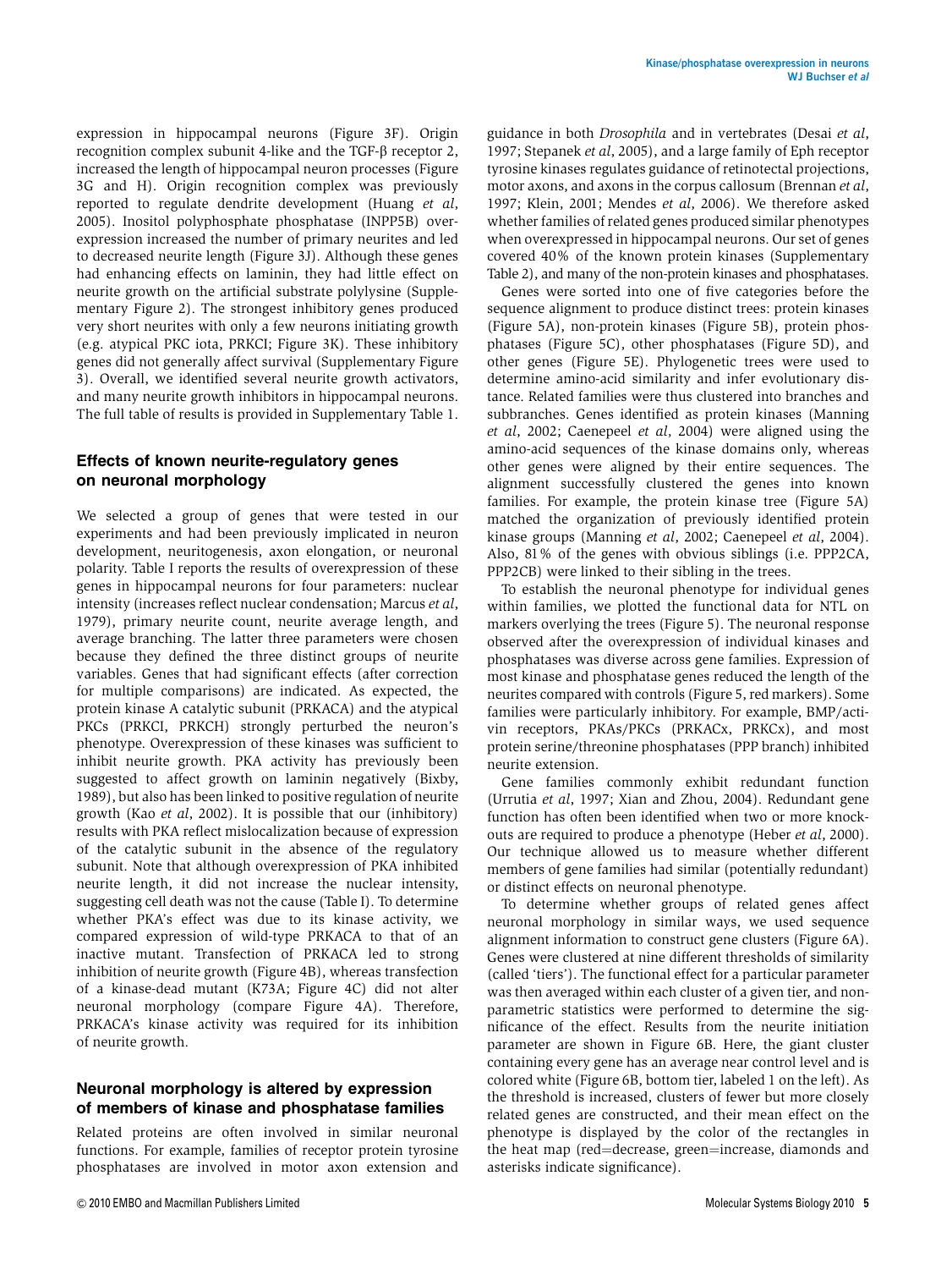expression in hippocampal neurons (Figure 3F). Origin recognition complex subunit 4-like and the TGF-β receptor 2, increased the length of hippocampal neuron processes (Figure 3G and H). Origin recognition complex was previously reported to regulate dendrite development (Huang *et al*, 2005). Inositol polyphosphate phosphatase (INPP5B) overexpression increased the number of primary neurites and led to decreased neurite length (Figure 3J). Although these genes had enhancing effects on laminin, they had little effect on neurite growth on the artificial substrate polylysine (Supplementary Figure 2). The strongest inhibitory genes produced very short neurites with only a few neurons initiating growth (e.g. atypical PKC iota, PRKCI; Figure 3K). These inhibitory genes did not generally affect survival (Supplementary Figure 3). Overall, we identified several neurite growth activators, and many neurite growth inhibitors in hippocampal neurons. The full table of results is provided in Supplementary Table 1.

## Effects of known neurite-regulatory genes on neuronal morphology

We selected a group of genes that were tested in our experiments and had been previously implicated in neuron development, neuritogenesis, axon elongation, or neuronal polarity. Table I reports the results of overexpression of these genes in hippocampal neurons for four parameters: nuclear intensity (increases reflect nuclear condensation; Marcus *et al*, 1979), primary neurite count, neurite average length, and average branching. The latter three parameters were chosen because they defined the three distinct groups of neurite variables. Genes that had significant effects (after correction for multiple comparisons) are indicated. As expected, the protein kinase A catalytic subunit (PRKACA) and the atypical PKCs (PRKCI, PRKCH) strongly perturbed the neuron's phenotype. Overexpression of these kinases was sufficient to inhibit neurite growth. PKA activity has previously been suggested to affect growth on laminin negatively (Bixby, 1989), but also has been linked to positive regulation of neurite growth (Kao *et al*, 2002). It is possible that our (inhibitory) results with PKA reflect mislocalization because of expression of the catalytic subunit in the absence of the regulatory subunit. Note that although overexpression of PKA inhibited neurite length, it did not increase the nuclear intensity, suggesting cell death was not the cause (Table I). To determine whether PKA's effect was due to its kinase activity, we compared expression of wild-type PRKACA to that of an inactive mutant. Transfection of PRKACA led to strong inhibition of neurite growth (Figure 4B), whereas transfection of a kinase-dead mutant (K73A; Figure 4C) did not alter neuronal morphology (compare Figure 4A). Therefore, PRKACA's kinase activity was required for its inhibition of neurite growth.

## Neuronal morphology is altered by expression of members of kinase and phosphatase families

Related proteins are often involved in similar neuronal functions. For example, families of receptor protein tyrosine phosphatases are involved in motor axon extension and guidance in both *Drosophila* and in vertebrates (Desai *et al*, 1997; Stepanek *et al*, 2005), and a large family of Eph receptor tyrosine kinases regulates guidance of retinotectal projections, motor axons, and axons in the corpus callosum (Brennan *et al*, 1997; Klein, 2001; Mendes *et al*, 2006). We therefore asked whether families of related genes produced similar phenotypes when overexpressed in hippocampal neurons. Our set of genes covered 40% of the known protein kinases (Supplementary Table 2), and many of the non-protein kinases and phosphatases.

Genes were sorted into one of five categories before the sequence alignment to produce distinct trees: protein kinases (Figure 5A), non-protein kinases (Figure 5B), protein phosphatases (Figure 5C), other phosphatases (Figure 5D), and other genes (Figure 5E). Phylogenetic trees were used to determine amino-acid similarity and infer evolutionary distance. Related families were thus clustered into branches and subbranches. Genes identified as protein kinases (Manning *et al*, 2002; Caenepeel *et al*, 2004) were aligned using the amino-acid sequences of the kinase domains only, whereas other genes were aligned by their entire sequences. The alignment successfully clustered the genes into known families. For example, the protein kinase tree (Figure 5A) matched the organization of previously identified protein kinase groups (Manning *et al*, 2002; Caenepeel *et al*, 2004). Also, 81% of the genes with obvious siblings (i.e. PPP2CA, PPP2CB) were linked to their sibling in the trees.

To establish the neuronal phenotype for individual genes within families, we plotted the functional data for NTL on markers overlying the trees (Figure 5). The neuronal response observed after the overexpression of individual kinases and phosphatases was diverse across gene families. Expression of most kinase and phosphatase genes reduced the length of the neurites compared with controls (Figure 5, red markers). Some families were particularly inhibitory. For example, BMP/activin receptors, PKAs/PKCs (PRKACx, PRKCx), and most protein serine/threonine phosphatases (PPP branch) inhibited neurite extension.

Gene families commonly exhibit redundant function (Urrutia *et al*, 1997; Xian and Zhou, 2004). Redundant gene function has often been identified when two or more knockouts are required to produce a phenotype (Heber *et al*, 2000). Our technique allowed us to measure whether different members of gene families had similar (potentially redundant) or distinct effects on neuronal phenotype.

To determine whether groups of related genes affect neuronal morphology in similar ways, we used sequence alignment information to construct gene clusters (Figure 6A). Genes were clustered at nine different thresholds of similarity (called 'tiers'). The functional effect for a particular parameter was then averaged within each cluster of a given tier, and non-parametric statistics were performed to determine the significance of the effect. Results from the neurite initiation parameter are shown in Figure 6B. Here, the giant cluster containing every gene has an average near control level and is colored white (Figure 6B, bottom tier, labeled 1 on the left). As the threshold is increased, clusters of fewer but more closely related genes are constructed, and their mean effect on the phenotype is displayed by the color of the rectangles in the heat map (red=decrease, green=increase, diamonds and asterisks indicate significance).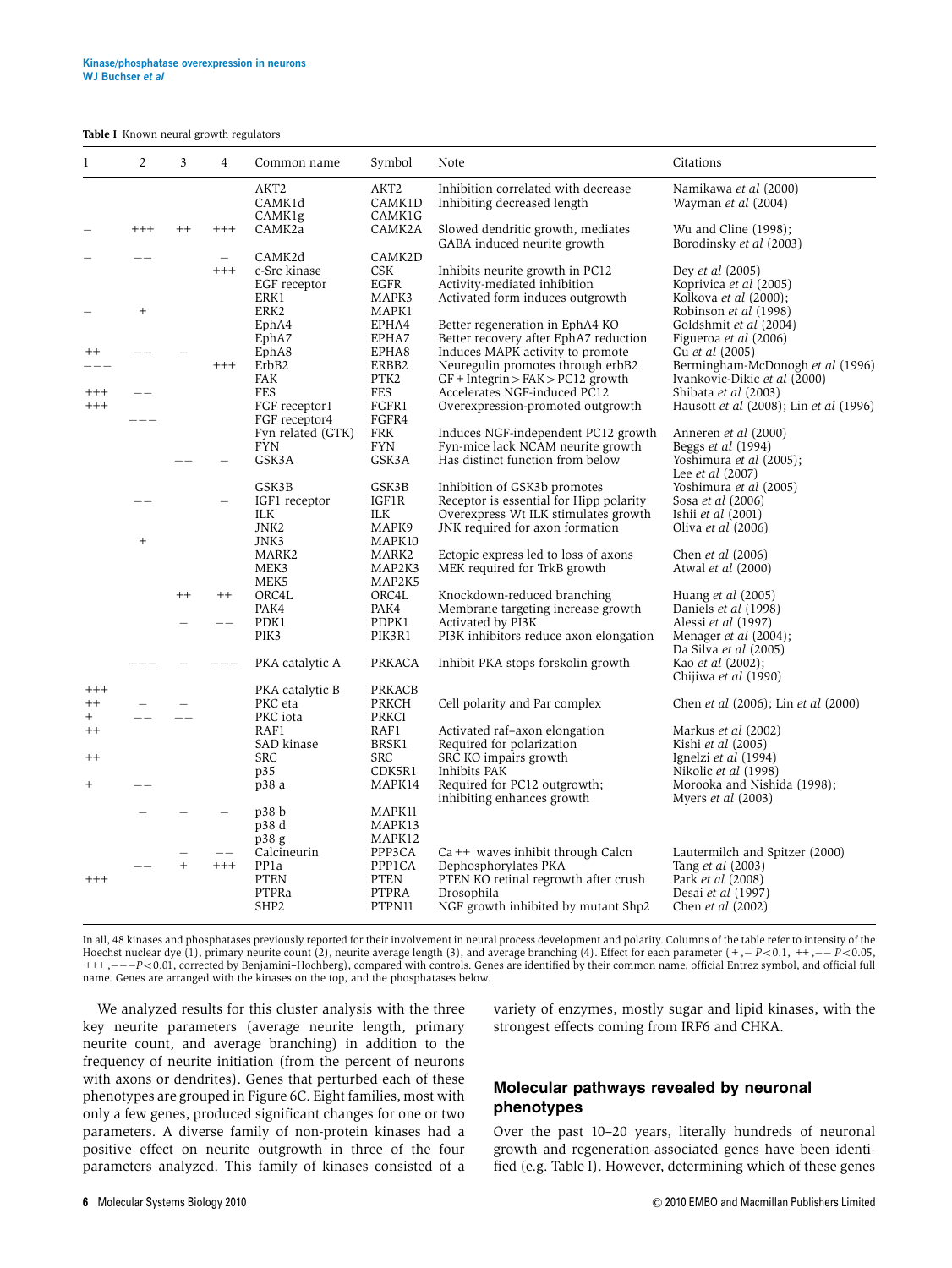**Table I** Known neural growth regulators

| 1 | 2 | 3 | 4 | Common name | Symbol | Note | Citations |
|---|---|---|---|---|---|---|---|
| | | | | AKT2 | AKT2 | Inhibition correlated with decrease | Namikawa *et al* (2000) |
| | | | | CAMK1d | CAMK1D | Inhibiting decreased length | Wayman *et al* (2004) |
| | | | | CAMK1g | CAMK1G | | |
| – | +++ | ++ | +++ | CAMK2a | CAMK2A | Slowed dendritic growth, mediates GABA induced neurite growth | Wu and Cline (1998); Borodinsky *et al* (2003) |
| – | – – | | – | CAMK2d | CAMK2D | | |
| | | | +++ | c-Src kinase | CSK | Inhibits neurite growth in PC12 | Dey *et al* (2005) |
| | | | | EGF receptor | EGFR | Activity-mediated inhibition | Koprivica *et al* (2005) |
| | | | | ERK1 | MAPK3 | Activated form induces outgrowth | Kolkova *et al* (2000); |
| – | + | | | ERK2 | MAPK1 | | Robinson *et al* (1998) |
| | | | | EphA4 | EPHA4 | Better regeneration in EphA4 KO | Goldshmit *et al* (2004) |
| | | | | EphA7 | EPHA7 | Better recovery after EphA7 reduction | Figueroa *et al* (2006) |
| ++ | – – | – | | EphA8 | EPHA8 | Induces MAPK activity to promote | Gu *et al* (2005) |
| – – – | | | +++ | ErbB2 | ERBB2 | Neuregulin promotes through erbB2 | Bermingham-McDonogh *et al* (1996) |
| | | | | FAK | PTK2 | GF + Integrin > FAK > PC12 growth | Ivankovic-Dikic *et al* (2000) |
| +++ | – – | | | FES | FES | Accelerates NGF-induced PC12 | Shibata *et al* (2003) |
| +++ | | | | FGF receptor1 | FGFR1 | Overexpression-promoted outgrowth | Hausott *et al* (2008); Lin *et al* (1996) |
| | – – – | | | FGF receptor4 | FGFR4 | | |
| | | | | Fyn related (GTK) | FRK | Induces NGF-independent PC12 growth | Anneren *et al* (2000) |
| | | | | FYN | FYN | Fyn-mice lack NCAM neurite growth | Beggs *et al* (1994) |
| | | – – | – | GSK3A | GSK3A | Has distinct function from below | Yoshimura *et al* (2005); Lee *et al* (2007) |
| | | | | GSK3B | GSK3B | Inhibition of GSK3b promotes | Yoshimura *et al* (2005) |
| | – – | | – | IGF1 receptor | IGF1R | Receptor is essential for Hipp polarity | Sosa *et al* (2006) |
| | | | | ILK | ILK | Overexpress Wt ILK stimulates growth | Ishii *et al* (2001) |
| | | | | JNK2 | MAPK9 | JNK required for axon formation | Oliva *et al* (2006) |
| | + | | | JNK3 | MAPK10 | | |
| | | | | MARK2 | MARK2 | Ectopic express led to loss of axons | Chen *et al* (2006) |
| | | | | MEK3 | MAP2K3 | MEK required for TrkB growth | Atwal *et al* (2000) |
| | | | | MEK5 | MAP2K5 | | |
| | | ++ | ++ | ORC4L | ORC4L | Knockdown-reduced branching | Huang *et al* (2005) |
| | | | | PAK4 | PAK4 | Membrane targeting increase growth | Daniels *et al* (1998) |
| | | – | – – | PDK1 | PDPK1 | Activated by PI3K | Alessi *et al* (1997) |
| | | | | PIK3 | PIK3R1 | PI3K inhibitors reduce axon elongation | Menager *et al* (2004); Da Silva *et al* (2005) |
| | – – – | – | – – – | PKA catalytic A | PRKACA | Inhibit PKA stops forskolin growth | Kao *et al* (2002); Chijiwa *et al* (1990) |
| +++ | | | | PKA catalytic B | PRKACB | | |
| ++ | – | – | | PKC eta | PRKCH | Cell polarity and Par complex | Chen *et al* (2006); Lin *et al* (2000) |
| + | – – | – – | | PKC iota | PRKCI | | |
| ++ | | | | RAF1 | RAF1 | Activated raf–axon elongation | Markus *et al* (2002) |
| | | | | SAD kinase | BRSK1 | Required for polarization | Kishi *et al* (2005) |
| ++ | | | | SRC | SRC | SRC KO impairs growth | Ignelzi *et al* (1994) |
| | | | | p35 | CDK5R1 | Inhibits PAK | Nikolic *et al* (1998) |
| + | – – | | | p38 a | MAPK14 | Required for PC12 outgrowth; inhibiting enhances growth | Morooka and Nishida (1998); Myers *et al* (2003) |
| | – | – | – | p38 b | MAPK11 | | |
| | | | | p38 d | MAPK13 | | |
| | | | | p38 g | MAPK12 | | |
| | | – | – – | Calcineurin | PPP3CA | Ca++ waves inhibit through Calcn | Lautermilch and Spitzer (2000) |
| | – – | + | +++ | PP1a | PPP1CA | Dephosphorylates PKA | Tang *et al* (2003) |
| +++ | | | | PTEN | PTEN | PTEN KO retinal regrowth after crush | Park *et al* (2008) |
| | | | | PTPRa | PTPRA | Drosophila | Desai *et al* (1997) |
| | | | | SHP2 | PTPN11 | NGF growth inhibited by mutant Shp2 | Chen *et al* (2002) |

In all, 48 kinases and phosphatases previously reported for their involvement in neural process development and polarity. Columns of the table refer to intensity of the Hoechst nuclear dye (1), primary neurite count (2), neurite average length (3), and average branching (4). Effect for each parameter (+,– $P<0.1$, ++,– – $P<0.05$, +++,– – – $P<0.01$, corrected by Benjamini–Hochberg), compared with controls. Genes are identified by their common name, official Entrez symbol, and official full name. Genes are arranged with the kinases on the top, and the phosphatases below.

We analyzed results for this cluster analysis with the three key neurite parameters (average neurite length, primary neurite count, and average branching) in addition to the frequency of neurite initiation (from the percent of neurons with axons or dendrites). Genes that perturbed each of these phenotypes are grouped in Figure 6C. Eight families, most with only a few genes, produced significant changes for one or two parameters. A diverse family of non-protein kinases had a positive effect on neurite outgrowth in three of the four parameters analyzed. This family of kinases consisted of a variety of enzymes, mostly sugar and lipid kinases, with the strongest effects coming from IRF6 and CHKA.

## Molecular pathways revealed by neuronal phenotypes

Over the past 10–20 years, literally hundreds of neuronal growth and regeneration-associated genes have been identified (e.g. Table I). However, determining which of these genes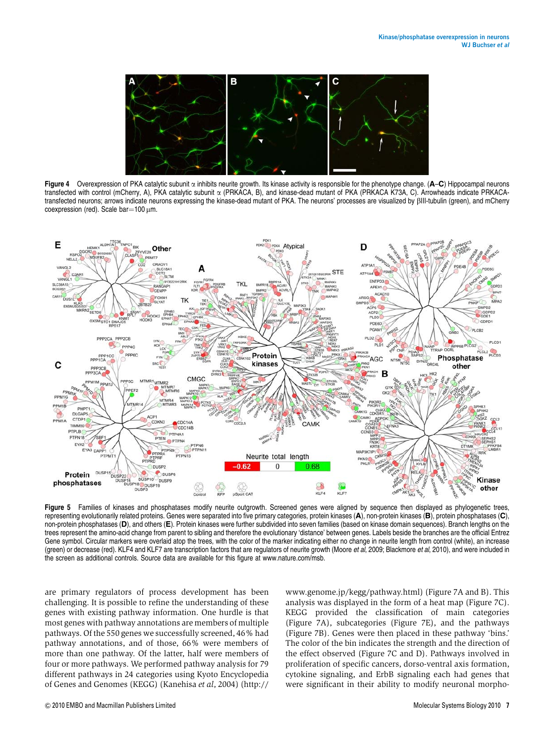Figure 4 Overexpression of PKA catalytic subunit α inhibits neurite growth. Its kinase activity is responsible for the phenotype change. (**A**–**C**) Hippocampal neurons transfected with control (mCherry, A), PKA catalytic subunit α (PRKACA, B), and kinase-dead mutant of PKA (PRKACA K73A, C). Arrowheads indicate PRKACA-transfected neurons; arrows indicate neurons expressing the kinase-dead mutant of PKA. The neurons' processes are visualized by βIII-tubulin (green), and mCherry coexpression (red). Scale bar=100 μm.

Figure 5 Families of kinases and phosphatases modify neurite outgrowth. Screened genes were aligned by sequence then displayed as phylogenetic trees, representing evolutionarily related proteins. Genes were separated into five primary categories, protein kinases (**A**), non-protein kinases (**B**), protein phosphatases (**C**), non-protein phosphatases (**D**), and others (**E**). Protein kinases were further subdivided into seven families (based on kinase domain sequences). Branch lengths on the trees represent the amino-acid change from parent to sibling and therefore the evolutionary 'distance' between genes. Labels beside the branches are the official Entrez Gene symbol. Circular markers were overlaid atop the trees, with the color of the marker indicating either no change in neurite length from control (white), an increase (green) or decrease (red). KLF4 and KLF7 are transcription factors that are regulators of neurite growth (Moore *et al*, 2009; Blackmore *et al*, 2010), and were included in the screen as additional controls. Source data are available for this figure at www.nature.com/msb.

are primary regulators of process development has been challenging. It is possible to refine the understanding of these genes with existing pathway information. One hurdle is that most genes with pathway annotations are members of multiple pathways. Of the 550 genes we successfully screened, 46% had pathway annotations, and of those, 66% were members of more than one pathway. Of the latter, half were members of four or more pathways. We performed pathway analysis for 79 different pathways in 24 categories using Kyoto Encyclopedia of Genes and Genomes (KEGG) (Kanehisa *et al*, 2004) (http://www.genome.jp/kegg/pathway.html) (Figure 7A and B). This analysis was displayed in the form of a heat map (Figure 7C). KEGG provided the classification of main categories (Figure 7A), subcategories (Figure 7E), and the pathways (Figure 7B). Genes were then placed in these pathway 'bins.' The color of the bin indicates the strength and the direction of the effect observed (Figure 7C and D). Pathways involved in proliferation of specific cancers, dorso-ventral axis formation, cytokine signaling, and ErbB signaling each had genes that were significant in their ability to modify neuronal morpho-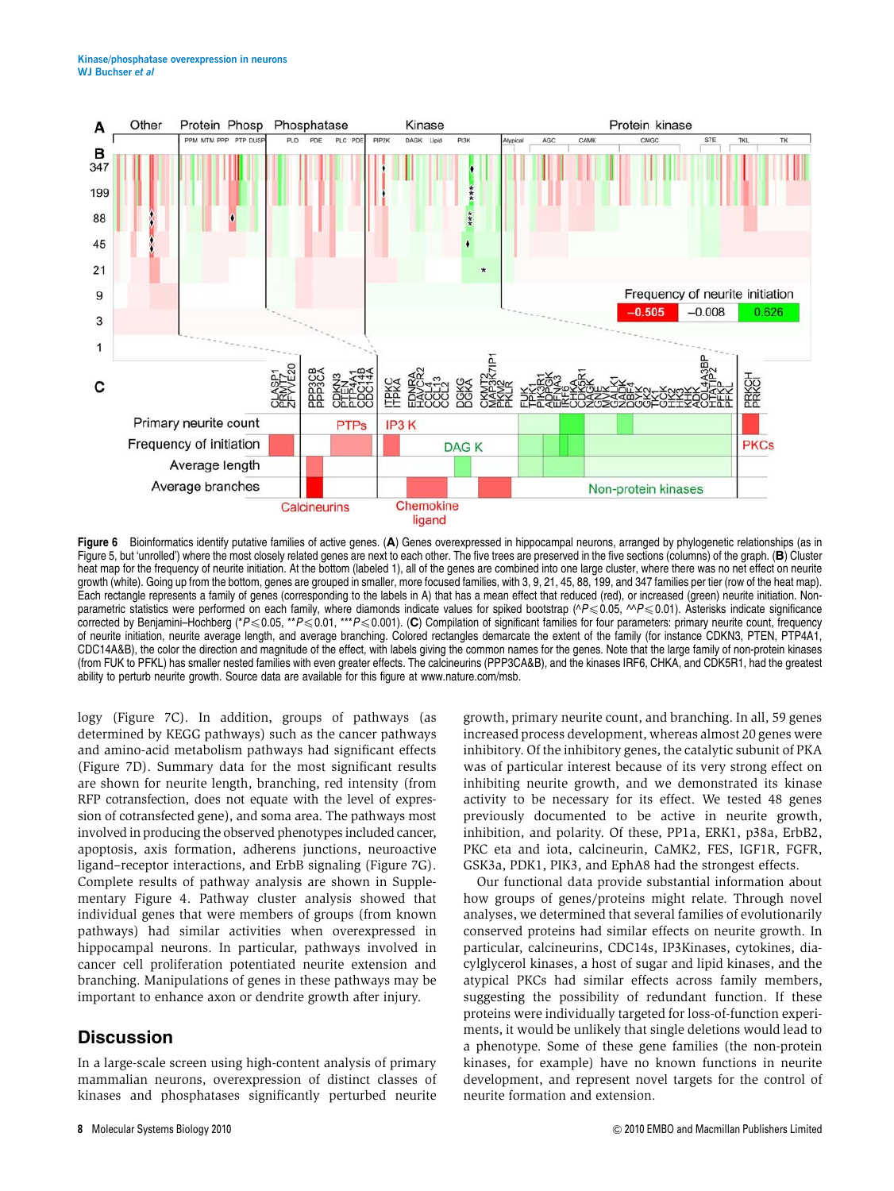A Other Protein Phosp Phosphatase Kinase Protein kinase

PPM MTM PPP PTP DUSP PLD PDE PLC PDE PIP2K DAGK Lipid PI3K Atypical AGC CAMK CMGC STE TKL TK

B 347 199 88 45 21 9 3 1

Frequency of neurite initiation

−0.505 −0.008 0.626

C

CLASP1 PRMT7 ZFYVE20 PPP3CB PPP3CA CDKN3 PTEN PTP4A1 CDC14B CDC14A ITPKC ITPKA EDNRA HAVCR2 CCL4 CCL13 CCL2 DGKG DGKA CKMT2 MAP3K7IP1 PKIA PKLR FUK TPK1 PIK3R1 ADPGK EFNA3 IRF6 CHKA CDK5R1 GNE NAGK MVK GALK1 NADK DBF4 GYK GK2 TK1 GCK HK2 HK3 KHK ADK COL4A3BP PI4K2B PFTK1 PFKL PRKCH PRKCI

Primary neurite count

Frequency of initiation

Average length

Average branches

PTPs IP3 K DAG K PKCs Calcineurins Chemokine ligand Non-protein kinases

**Figure 6** Bioinformatics identify putative families of active genes. (**A**) Genes overexpressed in hippocampal neurons, arranged by phylogenetic relationships (as in Figure 5, but 'unrolled') where the most closely related genes are next to each other. The five trees are preserved in the five sections (columns) of the graph. (**B**) Cluster heat map for the frequency of neurite initiation. At the bottom (labeled 1), all of the genes are combined into one large cluster, where there was no net effect on neurite growth (white). Going up from the bottom, genes are grouped in smaller, more focused families, with 3, 9, 21, 45, 88, 199, and 347 families per tier (row of the heat map). Each rectangle represents a family of genes (corresponding to the labels in A) that has a mean effect that reduced (red), or increased (green) neurite initiation. Non-parametric statistics were performed on each family, where diamonds indicate values for spiked bootstrap (^$P\leqslant0.05$, ^^$P\leqslant0.01$). Asterisks indicate significance corrected by Benjamini–Hochberg (\*$P\leqslant0.05$, \*\*$P\leqslant0.01$, \*\*\*$P\leqslant0.001$). (**C**) Compilation of significant families for four parameters: primary neurite count, frequency of neurite initiation, neurite average length, and average branching. Colored rectangles demarcate the extent of the family (for instance CDKN3, PTEN, PTP4A1, CDC14A&B), the color the direction and magnitude of the effect, with labels giving the common names for the genes. Note that the large family of non-protein kinases (from FUK to PFKL) has smaller nested families with even greater effects. The calcineurins (PPP3CA&B), and the kinases IRF6, CHKA, and CDK5R1, had the greatest ability to perturb neurite growth. Source data are available for this figure at www.nature.com/msb.

logy (Figure 7C). In addition, groups of pathways (as determined by KEGG pathways) such as the cancer pathways and amino-acid metabolism pathways had significant effects (Figure 7D). Summary data for the most significant results are shown for neurite length, branching, red intensity (from RFP cotransfection, does not equate with the level of expression of cotransfected gene), and soma area. The pathways most involved in producing the observed phenotypes included cancer, apoptosis, axis formation, adherens junctions, neuroactive ligand–receptor interactions, and ErbB signaling (Figure 7G). Complete results of pathway analysis are shown in Supplementary Figure 4. Pathway cluster analysis showed that individual genes that were members of groups (from known pathways) had similar activities when overexpressed in hippocampal neurons. In particular, pathways involved in cancer cell proliferation potentiated neurite extension and branching. Manipulations of genes in these pathways may be important to enhance axon or dendrite growth after injury.

## Discussion

In a large-scale screen using high-content analysis of primary mammalian neurons, overexpression of distinct classes of kinases and phosphatases significantly perturbed neurite growth, primary neurite count, and branching. In all, 59 genes increased process development, whereas almost 20 genes were inhibitory. Of the inhibitory genes, the catalytic subunit of PKA was of particular interest because of its very strong effect on inhibiting neurite growth, and we demonstrated its kinase activity to be necessary for its effect. We tested 48 genes previously documented to be active in neurite growth, inhibition, and polarity. Of these, PP1a, ERK1, p38a, ErbB2, PKC eta and iota, calcineurin, CaMK2, FES, IGF1R, FGFR, GSK3a, PDK1, PIK3, and EphA8 had the strongest effects.

Our functional data provide substantial information about how groups of genes/proteins might relate. Through novel analyses, we determined that several families of evolutionarily conserved proteins had similar effects on neurite growth. In particular, calcineurins, CDC14s, IP3Kinases, cytokines, diacylglycerol kinases, a host of sugar and lipid kinases, and the atypical PKCs had similar effects across family members, suggesting the possibility of redundant function. If these proteins were individually targeted for loss-of-function experiments, it would be unlikely that single deletions would lead to a phenotype. Some of these gene families (the non-protein kinases, for example) have no known functions in neurite development, and represent novel targets for the control of neurite formation and extension.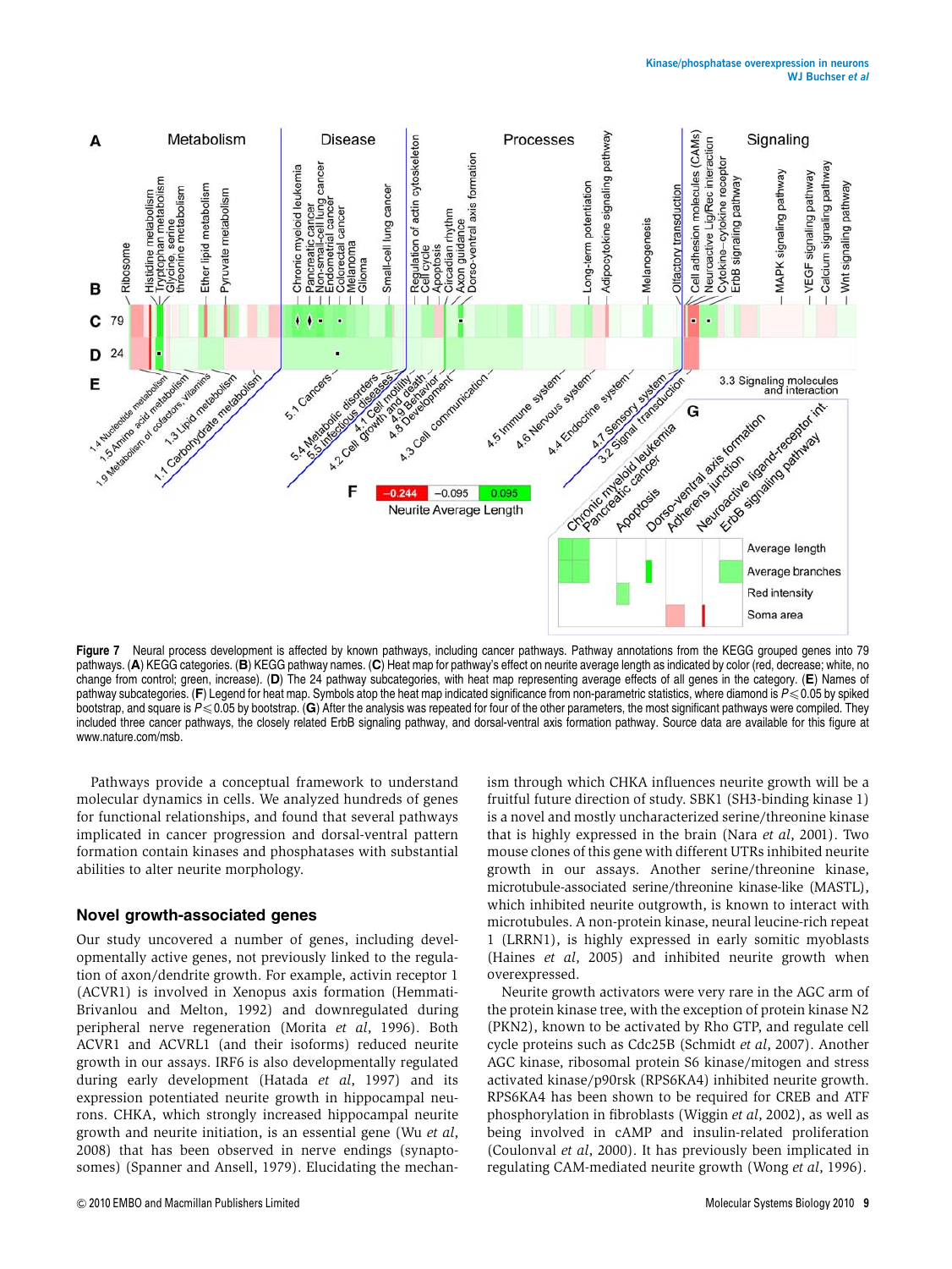A Metabolism Disease Processes Signaling

B Ribosome, Histidine metabolism, Tryptophan metabolism, Glycine, serine, threonine metabolism, Ether lipid metabolism, Pyruvate metabolism, Chronic myeloid leukemia, Pancreatic cancer, Non-small-cell lung cancer, Endometrial cancer, Colorectal cancer, Melanoma, Glioma, Small-cell lung cancer, Regulation of actin cytoskeleton, Cell cycle, Apoptosis, Circadian rhythm, Axon guidance, Dorso-ventral axis formation, Long-term potentiation, Adipocytokine signaling pathway, Melanogenesis, Olfactory transduction, Cell adhesion molecules (CAMs), Neuroactive Lig/Rec interaction, Cytokine–cytokine receptor, ErbB signaling pathway, MAPK signaling pathway, VEGF signaling pathway, Calcium signaling pathway, Wnt signaling pathway

C 79

D 24

E 1.4 Nucleotide metabolism, 1.5 Amino acid metabolism, 1.9 Metabolism of cofactors, vitamins, 1.3 Lipid metabolism, 1.1 Carbohydrate metabolism, 5.1 Cancers, 5.4 Metabolic disorders, 5.5 Infectious diseases, 4.2 Cell growth and death, 4.1 Cell motility, 4.9 Behavior, 4.8 Development, 4.3 Cell communication, 4.5 Immune system, 4.6 Nervous system, 4.4 Endocrine system, 4.7 Sensory system, 3.2 Signal transduction, 3.3 Signaling molecules and interaction

F −0.244 −0.095 0.095 Neurite Average Length

G Chronic myeloid leukemia, Pancreatic cancer, Apoptosis, Dorso-ventral axis formation, Adherens junction, Neuroactive ligand-receptor int., ErbB signaling pathway

Average length, Average branches, Red intensity, Soma area

**Figure 7** Neural process development is affected by known pathways, including cancer pathways. Pathway annotations from the KEGG grouped genes into 79 pathways. (**A**) KEGG categories. (**B**) KEGG pathway names. (**C**) Heat map for pathway's effect on neurite average length as indicated by color (red, decrease; white, no change from control; green, increase). (**D**) The 24 pathway subcategories, with heat map representing average effects of all genes in the category. (**E**) Names of pathway subcategories. (**F**) Legend for heat map. Symbols atop the heat map indicated significance from non-parametric statistics, where diamond is $P \leqslant 0.05$ by spiked bootstrap, and square is $P \leqslant 0.05$ by bootstrap. (**G**) After the analysis was repeated for four of the other parameters, the most significant pathways were compiled. They included three cancer pathways, the closely related ErbB signaling pathway, and dorsal-ventral axis formation pathway. Source data are available for this figure at www.nature.com/msb.

Pathways provide a conceptual framework to understand molecular dynamics in cells. We analyzed hundreds of genes for functional relationships, and found that several pathways implicated in cancer progression and dorsal-ventral pattern formation contain kinases and phosphatases with substantial abilities to alter neurite morphology.

## Novel growth-associated genes

Our study uncovered a number of genes, including developmentally active genes, not previously linked to the regulation of axon/dendrite growth. For example, activin receptor 1 (ACVR1) is involved in Xenopus axis formation (Hemmati-Brivanlou and Melton, 1992) and downregulated during peripheral nerve regeneration (Morita *et al*, 1996). Both ACVR1 and ACVRL1 (and their isoforms) reduced neurite growth in our assays. IRF6 is also developmentally regulated during early development (Hatada *et al*, 1997) and its expression potentiated neurite growth in hippocampal neurons. CHKA, which strongly increased hippocampal neurite growth and neurite initiation, is an essential gene (Wu *et al*, 2008) that has been observed in nerve endings (synaptosomes) (Spanner and Ansell, 1979). Elucidating the mechanism through which CHKA influences neurite growth will be a fruitful future direction of study. SBK1 (SH3-binding kinase 1) is a novel and mostly uncharacterized serine/threonine kinase that is highly expressed in the brain (Nara *et al*, 2001). Two mouse clones of this gene with different UTRs inhibited neurite growth in our assays. Another serine/threonine kinase, microtubule-associated serine/threonine kinase-like (MASTL), which inhibited neurite outgrowth, is known to interact with microtubules. A non-protein kinase, neural leucine-rich repeat 1 (LRRN1), is highly expressed in early somitic myoblasts (Haines *et al*, 2005) and inhibited neurite growth when overexpressed.

Neurite growth activators were very rare in the AGC arm of the protein kinase tree, with the exception of protein kinase N2 (PKN2), known to be activated by Rho GTP, and regulate cell cycle proteins such as Cdc25B (Schmidt *et al*, 2007). Another AGC kinase, ribosomal protein S6 kinase/mitogen and stress activated kinase/p90rsk (RPS6KA4) inhibited neurite growth. RPS6KA4 has been shown to be required for CREB and ATF phosphorylation in fibroblasts (Wiggin *et al*, 2002), as well as being involved in cAMP and insulin-related proliferation (Coulonval *et al*, 2000). It has previously been implicated in regulating CAM-mediated neurite growth (Wong *et al*, 1996).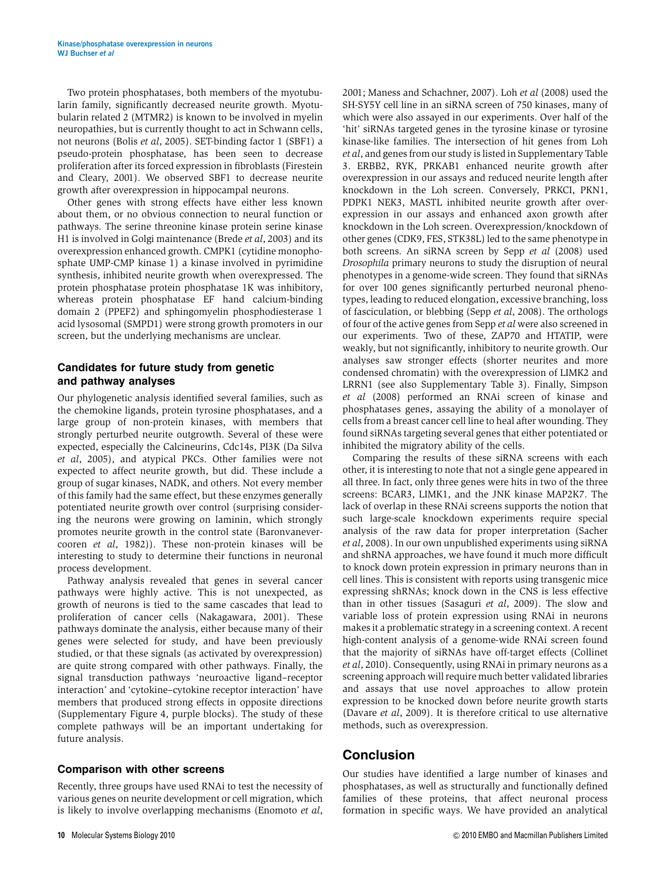Two protein phosphatases, both members of the myotubularin family, significantly decreased neurite growth. Myotubularin related 2 (MTMR2) is known to be involved in myelin neuropathies, but is currently thought to act in Schwann cells, not neurons (Bolis *et al*, 2005). SET-binding factor 1 (SBF1) a pseudo-protein phosphatase, has been seen to decrease proliferation after its forced expression in fibroblasts (Firestein and Cleary, 2001). We observed SBF1 to decrease neurite growth after overexpression in hippocampal neurons.

Other genes with strong effects have either less known about them, or no obvious connection to neural function or pathways. The serine threonine kinase protein serine kinase H1 is involved in Golgi maintenance (Brede *et al*, 2003) and its overexpression enhanced growth. CMPK1 (cytidine monophosphate UMP-CMP kinase 1) a kinase involved in pyrimidine synthesis, inhibited neurite growth when overexpressed. The protein phosphatase protein phosphatase 1K was inhibitory, whereas protein phosphatase EF hand calcium-binding domain 2 (PPEF2) and sphingomyelin phosphodiesterase 1 acid lysosomal (SMPD1) were strong growth promoters in our screen, but the underlying mechanisms are unclear.

### Candidates for future study from genetic and pathway analyses

Our phylogenetic analysis identified several families, such as the chemokine ligands, protein tyrosine phosphatases, and a large group of non-protein kinases, with members that strongly perturbed neurite outgrowth. Several of these were expected, especially the Calcineurins, Cdc14s, PI3K (Da Silva *et al*, 2005), and atypical PKCs. Other families were not expected to affect neurite growth, but did. These include a group of sugar kinases, NADK, and others. Not every member of this family had the same effect, but these enzymes generally potentiated neurite growth over control (surprising considering the neurons were growing on laminin, which strongly promotes neurite growth in the control state (Baronvanevercooren *et al*, 1982)). These non-protein kinases will be interesting to study to determine their functions in neuronal process development.

Pathway analysis revealed that genes in several cancer pathways were highly active. This is not unexpected, as growth of neurons is tied to the same cascades that lead to proliferation of cancer cells (Nakagawara, 2001). These pathways dominate the analysis, either because many of their genes were selected for study, and have been previously studied, or that these signals (as activated by overexpression) are quite strong compared with other pathways. Finally, the signal transduction pathways 'neuroactive ligand–receptor interaction' and 'cytokine–cytokine receptor interaction' have members that produced strong effects in opposite directions (Supplementary Figure 4, purple blocks). The study of these complete pathways will be an important undertaking for future analysis.

### Comparison with other screens

Recently, three groups have used RNAi to test the necessity of various genes on neurite development or cell migration, which is likely to involve overlapping mechanisms (Enomoto *et al*, 2001; Maness and Schachner, 2007). Loh *et al* (2008) used the SH-SY5Y cell line in an siRNA screen of 750 kinases, many of which were also assayed in our experiments. Over half of the 'hit' siRNAs targeted genes in the tyrosine kinase or tyrosine kinase-like families. The intersection of hit genes from Loh *et al*, and genes from our study is listed in Supplementary Table 3. ERBB2, RYK, PRKAB1 enhanced neurite growth after overexpression in our assays and reduced neurite length after knockdown in the Loh screen. Conversely, PRKCI, PKN1, PDPK1 NEK3, MASTL inhibited neurite growth after overexpression in our assays and enhanced axon growth after knockdown in the Loh screen. Overexpression/knockdown of other genes (CDK9, FES, STK38L) led to the same phenotype in both screens. An siRNA screen by Sepp *et al* (2008) used *Drosophila* primary neurons to study the disruption of neural phenotypes in a genome-wide screen. They found that siRNAs for over 100 genes significantly perturbed neuronal phenotypes, leading to reduced elongation, excessive branching, loss of fasciculation, or blebbing (Sepp *et al*, 2008). The orthologs of four of the active genes from Sepp *et al* were also screened in our experiments. Two of these, ZAP70 and HTATIP, were weakly, but not significantly, inhibitory to neurite growth. Our analyses saw stronger effects (shorter neurites and more condensed chromatin) with the overexpression of LIMK2 and LRRN1 (see also Supplementary Table 3). Finally, Simpson *et al* (2008) performed an RNAi screen of kinase and phosphatases genes, assaying the ability of a monolayer of cells from a breast cancer cell line to heal after wounding. They found siRNAs targeting several genes that either potentiated or inhibited the migratory ability of the cells.

Comparing the results of these siRNA screens with each other, it is interesting to note that not a single gene appeared in all three. In fact, only three genes were hits in two of the three screens: BCAR3, LIMK1, and the JNK kinase MAP2K7. The lack of overlap in these RNAi screens supports the notion that such large-scale knockdown experiments require special analysis of the raw data for proper interpretation (Sacher *et al*, 2008). In our own unpublished experiments using siRNA and shRNA approaches, we have found it much more difficult to knock down protein expression in primary neurons than in cell lines. This is consistent with reports using transgenic mice expressing shRNAs; knock down in the CNS is less effective than in other tissues (Sasaguri *et al*, 2009). The slow and variable loss of protein expression using RNAi in neurons makes it a problematic strategy in a screening context. A recent high-content analysis of a genome-wide RNAi screen found that the majority of siRNAs have off-target effects (Collinet *et al*, 2010). Consequently, using RNAi in primary neurons as a screening approach will require much better validated libraries and assays that use novel approaches to allow protein expression to be knocked down before neurite growth starts (Davare *et al*, 2009). It is therefore critical to use alternative methods, such as overexpression.

## Conclusion

Our studies have identified a large number of kinases and phosphatases, as well as structurally and functionally defined families of these proteins, that affect neuronal process formation in specific ways. We have provided an analytical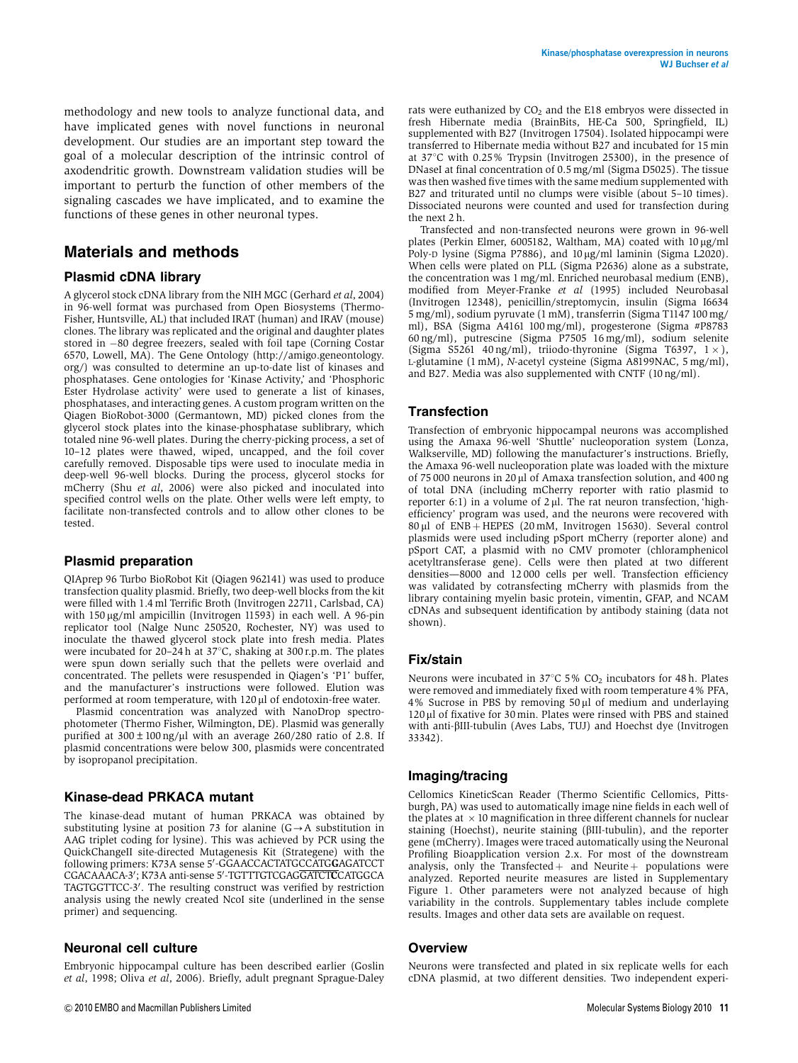methodology and new tools to analyze functional data, and have implicated genes with novel functions in neuronal development. Our studies are an important step toward the goal of a molecular description of the intrinsic control of axodendritic growth. Downstream validation studies will be important to perturb the function of other members of the signaling cascades we have implicated, and to examine the functions of these genes in other neuronal types.

## Materials and methods

### Plasmid cDNA library

A glycerol stock cDNA library from the NIH MGC (Gerhard *et al*, 2004) in 96-well format was purchased from Open Biosystems (Thermo-Fisher, Huntsville, AL) that included IRAT (human) and IRAV (mouse) clones. The library was replicated and the original and daughter plates stored in −80 degree freezers, sealed with foil tape (Corning Costar 6570, Lowell, MA). The Gene Ontology (http://amigo.geneontology.org/) was consulted to determine an up-to-date list of kinases and phosphatases. Gene ontologies for 'Kinase Activity,' and 'Phosphoric Ester Hydrolase activity' were used to generate a list of kinases, phosphatases, and interacting genes. A custom program written on the Qiagen BioRobot-3000 (Germantown, MD) picked clones from the glycerol stock plates into the kinase-phosphatase sublibrary, which totaled nine 96-well plates. During the cherry-picking process, a set of 10–12 plates were thawed, wiped, uncapped, and the foil cover carefully removed. Disposable tips were used to inoculate media in deep-well 96-well blocks. During the process, glycerol stocks for mCherry (Shu *et al*, 2006) were also picked and inoculated into specified control wells on the plate. Other wells were left empty, to facilitate non-transfected controls and to allow other clones to be tested.

### Plasmid preparation

QIAprep 96 Turbo BioRobot Kit (Qiagen 962141) was used to produce transfection quality plasmid. Briefly, two deep-well blocks from the kit were filled with 1.4 ml Terrific Broth (Invitrogen 22711, Carlsbad, CA) with 150 μg/ml ampicillin (Invitrogen 11593) in each well. A 96-pin replicator tool (Nalge Nunc 250520, Rochester, NY) was used to inoculate the thawed glycerol stock plate into fresh media. Plates were incubated for 20–24 h at 37°C, shaking at 300 r.p.m. The plates were spun down serially such that the pellets were overlaid and concentrated. The pellets were resuspended in Qiagen's 'P1' buffer, and the manufacturer's instructions were followed. Elution was performed at room temperature, with 120 μl of endotoxin-free water.

Plasmid concentration was analyzed with NanoDrop spectrophotometer (Thermo Fisher, Wilmington, DE). Plasmid was generally purified at 300 ± 100 ng/μl with an average 260/280 ratio of 2.8. If plasmid concentrations were below 300, plasmids were concentrated by isopropanol precipitation.

### Kinase-dead PRKACA mutant

The kinase-dead mutant of human PRKACA was obtained by substituting lysine at position 73 for alanine (G→A substitution in AAG triplet coding for lysine). This was achieved by PCR using the QuickChangeII site-directed Mutagenesis Kit (Strategene) with the following primers: K73A sense 5′-GGAACCACTATGCCATG**G**AGATCCTCGACAAACA-3′; K73A anti-sense 5′-TGTTTGTCGAGGATCT**C**CATGGCATAGTGGTTCC-3′. The resulting construct was verified by restriction analysis using the newly created NcoI site (underlined in the sense primer) and sequencing.

### Neuronal cell culture

Embryonic hippocampal culture has been described earlier (Goslin *et al*, 1998; Oliva *et al*, 2006). Briefly, adult pregnant Sprague-Daley rats were euthanized by $CO_2$ and the E18 embryos were dissected in fresh Hibernate media (BrainBits, HE-Ca 500, Springfield, IL) supplemented with B27 (Invitrogen 17504). Isolated hippocampi were transferred to Hibernate media without B27 and incubated for 15 min at 37°C with 0.25% Trypsin (Invitrogen 25300), in the presence of DNaseI at final concentration of 0.5 mg/ml (Sigma D5025). The tissue was then washed five times with the same medium supplemented with B27 and triturated until no clumps were visible (about 5–10 times). Dissociated neurons were counted and used for transfection during the next 2 h.

Transfected and non-transfected neurons were grown in 96-well plates (Perkin Elmer, 6005182, Waltham, MA) coated with 10 μg/ml Poly-D lysine (Sigma P7886), and 10 μg/ml laminin (Sigma L2020). When cells were plated on PLL (Sigma P2636) alone as a substrate, the concentration was 1 mg/ml. Enriched neurobasal medium (ENB), modified from Meyer-Franke *et al* (1995) included Neurobasal (Invitrogen 12348), penicillin/streptomycin, insulin (Sigma I6634 5 mg/ml), sodium pyruvate (1 mM), transferrin (Sigma T1147 100 mg/ml), BSA (Sigma A4161 100 mg/ml), progesterone (Sigma #P8783 60 ng/ml), putrescine (Sigma P7505 16 mg/ml), sodium selenite (Sigma S5261 40 ng/ml), triiodo-thyronine (Sigma T6397, 1×), L-glutamine (1 mM), *N*-acetyl cysteine (Sigma A8199NAC, 5 mg/ml), and B27. Media was also supplemented with CNTF (10 ng/ml).

### Transfection

Transfection of embryonic hippocampal neurons was accomplished using the Amaxa 96-well 'Shuttle' nucleoporation system (Lonza, Walkserville, MD) following the manufacturer's instructions. Briefly, the Amaxa 96-well nucleoporation plate was loaded with the mixture of 75 000 neurons in 20 μl of Amaxa transfection solution, and 400 ng of total DNA (including mCherry reporter with ratio plasmid to reporter 6:1) in a volume of 2 μl. The rat neuron transfection, 'high-efficiency' program was used, and the neurons were recovered with 80 μl of ENB + HEPES (20 mM, Invitrogen 15630). Several control plasmids were used including pSport mCherry (reporter alone) and pSport CAT, a plasmid with no CMV promoter (chloramphenicol acetyltransferase gene). Cells were then plated at two different densities—8000 and 12 000 cells per well. Transfection efficiency was validated by cotransfecting mCherry with plasmids from the library containing myelin basic protein, vimentin, GFAP, and NCAM cDNAs and subsequent identification by antibody staining (data not shown).

### Fix/stain

Neurons were incubated in 37°C 5% $CO_2$ incubators for 48 h. Plates were removed and immediately fixed with room temperature 4% PFA, 4% Sucrose in PBS by removing 50 μl of medium and underlaying 120 μl of fixative for 30 min. Plates were rinsed with PBS and stained with anti-βIII-tubulin (Aves Labs, TUJ) and Hoechst dye (Invitrogen 33342).

### Imaging/tracing

Cellomics KineticScan Reader (Thermo Scientific Cellomics, Pittsburgh, PA) was used to automatically image nine fields in each well of the plates at ×10 magnification in three different channels for nuclear staining (Hoechst), neurite staining (βIII-tubulin), and the reporter gene (mCherry). Images were traced automatically using the Neuronal Profiling Bioapplication version 2.x. For most of the downstream analysis, only the Transfected+ and Neurite+ populations were analyzed. Reported neurite measures are listed in Supplementary Figure 1. Other parameters were not analyzed because of high variability in the controls. Supplementary tables include complete results. Images and other data sets are available on request.

### Overview

Neurons were transfected and plated in six replicate wells for each cDNA plasmid, at two different densities. Two independent experi-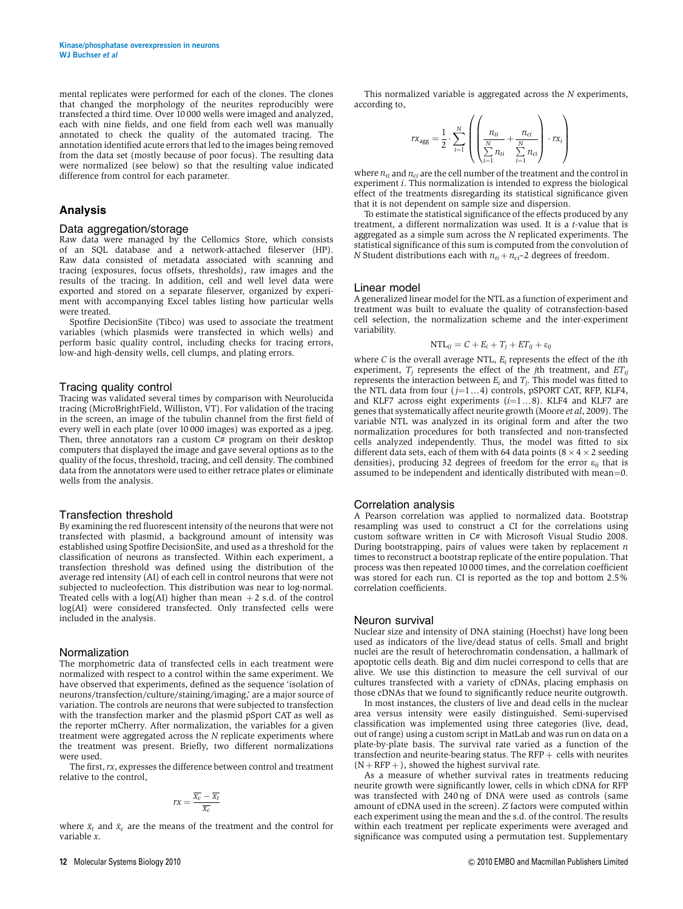mental replicates were performed for each of the clones. The clones that changed the morphology of the neurites reproducibly were transfected a third time. Over 10 000 wells were imaged and analyzed, each with nine fields, and one field from each well was manually annotated to check the quality of the automated tracing. The annotation identified acute errors that led to the images being removed from the data set (mostly because of poor focus). The resulting data were normalized (see below) so that the resulting value indicated difference from control for each parameter.

## Analysis

### Data aggregation/storage

Raw data were managed by the Cellomics Store, which consists of an SQL database and a network-attached fileserver (HP). Raw data consisted of metadata associated with scanning and tracing (exposures, focus offsets, thresholds), raw images and the results of the tracing. In addition, cell and well level data were exported and stored on a separate fileserver, organized by experiment with accompanying Excel tables listing how particular wells were treated.

Spotfire DecisionSite (Tibco) was used to associate the treatment variables (which plasmids were transfected in which wells) and perform basic quality control, including checks for tracing errors, low-and high-density wells, cell clumps, and plating errors.

### Tracing quality control

Tracing was validated several times by comparison with Neurolucida tracing (MicroBrightField, Williston, VT). For validation of the tracing in the screen, an image of the tubulin channel from the first field of every well in each plate (over 10 000 images) was exported as a jpeg. Then, three annotators ran a custom C# program on their desktop computers that displayed the image and gave several options as to the quality of the focus, threshold, tracing, and cell density. The combined data from the annotators were used to either retrace plates or eliminate wells from the analysis.

### Transfection threshold

By examining the red fluorescent intensity of the neurons that were not transfected with plasmid, a background amount of intensity was established using Spotfire DecisionSite, and used as a threshold for the classification of neurons as transfected. Within each experiment, a transfection threshold was defined using the distribution of the average red intensity (AI) of each cell in control neurons that were not subjected to nucleofection. This distribution was near to log-normal. Treated cells with a log(AI) higher than mean +2 s.d. of the control log(AI) were considered transfected. Only transfected cells were included in the analysis.

### Normalization

The morphometric data of transfected cells in each treatment were normalized with respect to a control within the same experiment. We have observed that experiments, defined as the sequence 'isolation of neurons/transfection/culture/staining/imaging,' are a major source of variation. The controls are neurons that were subjected to transfection with the transfection marker and the plasmid pSport CAT as well as the reporter mCherry. After normalization, the variables for a given treatment were aggregated across the $N$ replicate experiments where the treatment was present. Briefly, two different normalizations were used.

The first, $rx$, expresses the difference between control and treatment relative to the control,

$$rx = \frac{\overline{x_c} - \overline{x_t}}{\overline{x_c}}$$

where $\bar{x}_t$ and $\bar{x}_c$ are the means of the treatment and the control for variable $x$.

This normalized variable is aggregated across the $N$ experiments, according to,

$$rx_{\text{agg}} = \frac{1}{2} \cdot \sum_{i=1}^{N} \left( \left( \frac{n_{ti}}{\sum_{i=1}^{N} n_{ti}} + \frac{n_{ci}}{\sum_{i=1}^{N} n_{ci}} \right) \cdot rx_i \right)$$

where $n_{ti}$ and $n_{ci}$ are the cell number of the treatment and the control in experiment $i$. This normalization is intended to express the biological effect of the treatments disregarding its statistical significance given that it is not dependent on sample size and dispersion.

To estimate the statistical significance of the effects produced by any treatment, a different normalization was used. It is a $t$-value that is aggregated as a simple sum across the $N$ replicated experiments. The statistical significance of this sum is computed from the convolution of $N$ Student distributions each with $n_{ti}+n_{ci}-2$ degrees of freedom.

### Linear model

A generalized linear model for the NTL as a function of experiment and treatment was built to evaluate the quality of cotransfection-based cell selection, the normalization scheme and the inter-experiment variability.

$$\text{NTL}_{ij} = C + E_i + T_j + ET_{ij} + \varepsilon_{ij}$$

where $C$ is the overall average NTL, $E_i$ represents the effect of the $i$th experiment, $T_j$ represents the effect of the $j$th treatment, and $ET_{ij}$ represents the interaction between $E_i$ and $T_j$. This model was fitted to the NTL data from four ($j$=1…4) controls, pSPORT CAT, RFP, KLF4, and KLF7 across eight experiments ($i$=1…8). KLF4 and KLF7 are genes that systematically affect neurite growth (Moore *et al*, 2009). The variable NTL was analyzed in its original form and after the two normalization procedures for both transfected and non-transfected cells analyzed independently. Thus, the model was fitted to six different data sets, each of them with 64 data points (8 × 4 × 2 seeding densities), producing 32 degrees of freedom for the error $\varepsilon_{ij}$ that is assumed to be independent and identically distributed with mean=0.

### Correlation analysis

A Pearson correlation was applied to normalized data. Bootstrap resampling was used to construct a CI for the correlations using custom software written in C# with Microsoft Visual Studio 2008. During bootstrapping, pairs of values were taken by replacement $n$ times to reconstruct a bootstrap replicate of the entire population. That process was then repeated 10 000 times, and the correlation coefficient was stored for each run. CI is reported as the top and bottom 2.5% correlation coefficients.

### Neuron survival

Nuclear size and intensity of DNA staining (Hoechst) have long been used as indicators of the live/dead status of cells. Small and bright nuclei are the result of heterochromatin condensation, a hallmark of apoptotic cells death. Big and dim nuclei correspond to cells that are alive. We use this distinction to measure the cell survival of our cultures transfected with a variety of cDNAs, placing emphasis on those cDNAs that we found to significantly reduce neurite outgrowth.

In most instances, the clusters of live and dead cells in the nuclear area versus intensity were easily distinguished. Semi-supervised classification was implemented using three categories (live, dead, out of range) using a custom script in MatLab and was run on data on a plate-by-plate basis. The survival rate varied as a function of the transfection and neurite-bearing status. The RFP+ cells with neurites (N+RFP+), showed the highest survival rate.

As a measure of whether survival rates in treatments reducing neurite growth were significantly lower, cells in which cDNA for RFP was transfected with 240 ng of DNA were used as controls (same amount of cDNA used in the screen). $Z$ factors were computed within each experiment using the mean and the s.d. of the control. The results within each treatment per replicate experiments were averaged and significance was computed using a permutation test. Supplementary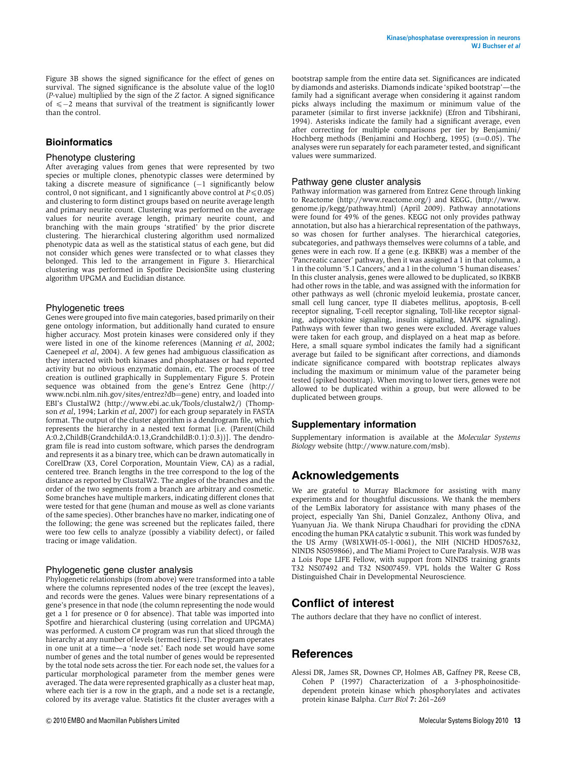Figure 3B shows the signed significance for the effect of genes on survival. The signed significance is the absolute value of the log10 (*P*-value) multiplied by the sign of the *Z* factor. A signed significance of $\leqslant -2$ means that survival of the treatment is significantly lower than the control.

## Bioinformatics

### Phenotype clustering

After averaging values from genes that were represented by two species or multiple clones, phenotypic classes were determined by taking a discrete measure of significance (−1 significantly below control, 0 not significant, and 1 significantly above control at $P \leqslant 0.05$) and clustering to form distinct groups based on neurite average length and primary neurite count. Clustering was performed on the average values for neurite average length, primary neurite count, and branching with the main groups 'stratified' by the prior discrete clustering. The hierarchical clustering algorithm used normalized phenotypic data as well as the statistical status of each gene, but did not consider which genes were transfected or to what classes they belonged. This led to the arrangement in Figure 3. Hierarchical clustering was performed in Spotfire DecisionSite using clustering algorithm UPGMA and Euclidian distance.

### Phylogenetic trees

Genes were grouped into five main categories, based primarily on their gene ontology information, but additionally hand curated to ensure higher accuracy. Most protein kinases were considered only if they were listed in one of the kinome references (Manning *et al*, 2002; Caenepeel *et al*, 2004). A few genes had ambiguous classification as they interacted with both kinases and phosphatases or had reported activity but no obvious enzymatic domain, etc. The process of tree creation is outlined graphically in Supplementary Figure 5. Protein sequence was obtained from the gene's Entrez Gene (http://www.ncbi.nlm.nih.gov/sites/entrez?db=gene) entry, and loaded into EBI's ClustalW2 (http://www.ebi.ac.uk/Tools/clustalw2/) (Thompson *et al*, 1994; Larkin *et al*, 2007) for each group separately in FASTA format. The output of the cluster algorithm is a dendrogram file, which represents the hierarchy in a nested text format [i.e. (Parent(Child A:0.2,ChildB(GrandchildA:0.13,GrandchildB:0.1):0.3))]. The dendrogram file is read into custom software, which parses the dendrogram and represents it as a binary tree, which can be drawn automatically in CorelDraw (X3, Corel Corporation, Mountain View, CA) as a radial, centered tree. Branch lengths in the tree correspond to the log of the distance as reported by ClustalW2. The angles of the branches and the order of the two segments from a branch are arbitrary and cosmetic. Some branches have multiple markers, indicating different clones that were tested for that gene (human and mouse as well as clone variants of the same species). Other branches have no marker, indicating one of the following; the gene was screened but the replicates failed, there were too few cells to analyze (possibly a viability defect), or failed tracing or image validation.

### Phylogenetic gene cluster analysis

Phylogenetic relationships (from above) were transformed into a table where the columns represented nodes of the tree (except the leaves), and records were the genes. Values were binary representations of a gene's presence in that node (the column representing the node would get a 1 for presence or 0 for absence). That table was imported into Spotfire and hierarchical clustering (using correlation and UPGMA) was performed. A custom C# program was run that sliced through the hierarchy at any number of levels (termed tiers). The program operates in one unit at a time—a 'node set.' Each node set would have some number of genes and the total number of genes would be represented by the total node sets across the tier. For each node set, the values for a particular morphological parameter from the member genes were averaged. The data were represented graphically as a cluster heat map, where each tier is a row in the graph, and a node set is a rectangle, colored by its average value. Statistics fit the cluster averages with a bootstrap sample from the entire data set. Significances are indicated by diamonds and asterisks. Diamonds indicate 'spiked bootstrap'—the family had a significant average when considering it against random picks always including the maximum or minimum value of the parameter (similar to first inverse jackknife) (Efron and Tibshirani, 1994). Asterisks indicate the family had a significant average, even after correcting for multiple comparisons per tier by Benjamini/Hochberg methods (Benjamini and Hochberg, 1995) ($\alpha$=0.05). The analyses were run separately for each parameter tested, and significant values were summarized.

### Pathway gene cluster analysis

Pathway information was garnered from Entrez Gene through linking to Reactome (http://www.reactome.org/) and KEGG, (http://www.genome.jp/kegg/pathway.html) (April 2009). Pathway annotations were found for 49% of the genes. KEGG not only provides pathway annotation, but also has a hierarchical representation of the pathways, so was chosen for further analyses. The hierarchical categories, subcategories, and pathways themselves were columns of a table, and genes were in each row. If a gene (e.g. IKBKB) was a member of the 'Pancreatic cancer' pathway, then it was assigned a 1 in that column, a 1 in the column '5.1 Cancers,' and a 1 in the column '5 human diseases.' In this cluster analysis, genes were allowed to be duplicated, so IKBKB had other rows in the table, and was assigned with the information for other pathways as well (chronic myeloid leukemia, prostate cancer, small cell lung cancer, type II diabetes mellitus, apoptosis, B-cell receptor signaling, T-cell receptor signaling, Toll-like receptor signaling, adipocytokine signaling, insulin signaling, MAPK signaling). Pathways with fewer than two genes were excluded. Average values were taken for each group, and displayed on a heat map as before. Here, a small square symbol indicates the family had a significant average but failed to be significant after corrections, and diamonds indicate significance compared with bootstrap replicates always including the maximum or minimum value of the parameter being tested (spiked bootstrap). When moving to lower tiers, genes were not allowed to be duplicated within a group, but were allowed to be duplicated between groups.

## Supplementary information

Supplementary information is available at the *Molecular Systems Biology* website (http://www.nature.com/msb).

# Acknowledgements

We are grateful to Murray Blackmore for assisting with many experiments and for thoughtful discussions. We thank the members of the LemBix laboratory for assistance with many phases of the project, especially Yan Shi, Daniel Gonzalez, Anthony Oliva, and Yuanyuan Jia. We thank Nirupa Chaudhari for providing the cDNA encoding the human PKA catalytic $\alpha$ subunit. This work was funded by the US Army (W81XWH-05-1-0061), the NIH (NICHD HD057632, NINDS NS059866), and The Miami Project to Cure Paralysis. WJB was a Lois Pope LIFE Fellow, with support from NINDS training grants T32 NS07492 and T32 NS007459. VPL holds the Walter G Ross Distinguished Chair in Developmental Neuroscience.

# Conflict of interest

The authors declare that they have no conflict of interest.

# References

Alessi DR, James SR, Downes CP, Holmes AB, Gaffney PR, Reese CB, Cohen P (1997) Characterization of a 3-phosphoinositide-dependent protein kinase which phosphorylates and activates protein kinase Balpha. *Curr Biol* **7:** 261–269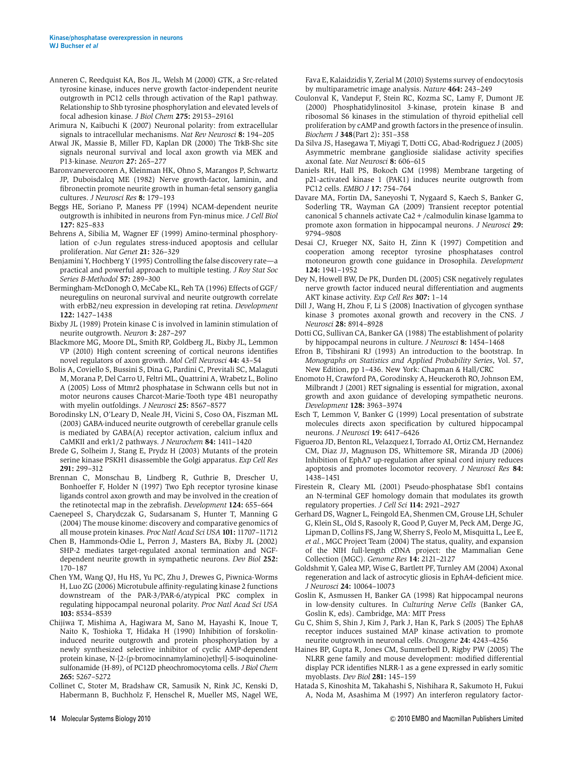Anneren C, Reedquist KA, Bos JL, Welsh M (2000) GTK, a Src-related tyrosine kinase, induces nerve growth factor-independent neurite outgrowth in PC12 cells through activation of the Rap1 pathway. Relationship to Shb tyrosine phosphorylation and elevated levels of focal adhesion kinase. *J Biol Chem* **275:** 29153–29161

Arimura N, Kaibuchi K (2007) Neuronal polarity: from extracellular signals to intracellular mechanisms. *Nat Rev Neurosci* **8:** 194–205

Atwal JK, Massie B, Miller FD, Kaplan DR (2000) The TrkB-Shc site signals neuronal survival and local axon growth via MEK and P13-kinase. *Neuron* **27:** 265–277

Baronvanevercooren A, Kleinman HK, Ohno S, Marangos P, Schwartz JP, Duboisdalcq ME (1982) Nerve growth-factor, laminin, and fibronectin promote neurite growth in human-fetal sensory ganglia cultures. *J Neurosci Res* **8:** 179–193

Beggs HE, Soriano P, Maness PF (1994) NCAM-dependent neurite outgrowth is inhibited in neurons from Fyn-minus mice. *J Cell Biol* **127:** 825–833

Behrens A, Sibilia M, Wagner EF (1999) Amino-terminal phosphorylation of c-Jun regulates stress-induced apoptosis and cellular proliferation. *Nat Genet* **21:** 326–329

Benjamini Y, Hochberg Y (1995) Controlling the false discovery rate—a practical and powerful approach to multiple testing. *J Roy Stat Soc Series B-Methodol* **57:** 289–300

Bermingham-McDonogh O, McCabe KL, Reh TA (1996) Effects of GGF/neuregulins on neuronal survival and neurite outgrowth correlate with erbB2/neu expression in developing rat retina. *Development* **122:** 1427–1438

Bixby JL (1989) Protein kinase C is involved in laminin stimulation of neurite outgrowth. *Neuron* **3:** 287–297

Blackmore MG, Moore DL, Smith RP, Goldberg JL, Bixby JL, Lemmon VP (2010) High content screening of cortical neurons identifies novel regulators of axon growth. *Mol Cell Neurosci* **44:** 43–54

Bolis A, Coviello S, Bussini S, Dina G, Pardini C, Previtali SC, Malaguti M, Morana P, Del Carro U, Feltri ML, Quattrini A, Wrabetz L, Bolino A (2005) Loss of Mtmr2 phosphatase in Schwann cells but not in motor neurons causes Charcot-Marie-Tooth type 4B1 neuropathy with myelin outfoldings. *J Neurosci* **25:** 8567–8577

Borodinsky LN, O'Leary D, Neale JH, Vicini S, Coso OA, Fiszman ML (2003) GABA-induced neurite outgrowth of cerebellar granule cells is mediated by GABA(A) receptor activation, calcium influx and CaMKII and erk1/2 pathways. *J Neurochem* **84:** 1411–1420

Brede G, Solheim J, Stang E, Prydz H (2003) Mutants of the protein serine kinase PSKH1 disassemble the Golgi apparatus. *Exp Cell Res* **291:** 299–312

Brennan C, Monschau B, Lindberg R, Guthrie B, Drescher U, Bonhoeffer F, Holder N (1997) Two Eph receptor tyrosine kinase ligands control axon growth and may be involved in the creation of the retinotectal map in the zebrafish. *Development* **124:** 655–664

Caenepeel S, Charydczak G, Sudarsanam S, Hunter T, Manning G (2004) The mouse kinome: discovery and comparative genomics of all mouse protein kinases. *Proc Natl Acad Sci USA* **101:** 11707–11712

Chen B, Hammonds-Odie L, Perron J, Masters BA, Bixby JL (2002) SHP-2 mediates target-regulated axonal termination and NGF-dependent neurite growth in sympathetic neurons. *Dev Biol* **252:** 170–187

Chen YM, Wang QJ, Hu HS, Yu PC, Zhu J, Drewes G, Piwnica-Worms H, Luo ZG (2006) Microtubule affinity-regulating kinase 2 functions downstream of the PAR-3/PAR-6/atypical PKC complex in regulating hippocampal neuronal polarity. *Proc Natl Acad Sci USA* **103:** 8534–8539

Chijiwa T, Mishima A, Hagiwara M, Sano M, Hayashi K, Inoue T, Naito K, Toshioka T, Hidaka H (1990) Inhibition of forskolin-induced neurite outgrowth and protein phosphorylation by a newly synthesized selective inhibitor of cyclic AMP-dependent protein kinase, N-[2-(p-bromocinnamylamino)ethyl]-5-isoquinolinesulfonamide (H-89), of PC12D pheochromocytoma cells. *J Biol Chem* **265:** 5267–5272

Collinet C, Stoter M, Bradshaw CR, Samusik N, Rink JC, Kenski D, Habermann B, Buchholz F, Henschel R, Mueller MS, Nagel WE, Fava E, Kalaidzidis Y, Zerial M (2010) Systems survey of endocytosis by multiparametric image analysis. *Nature* **464:** 243–249

Coulonval K, Vandeput F, Stein RC, Kozma SC, Lamy F, Dumont JE (2000) Phosphatidylinositol 3-kinase, protein kinase B and ribosomal S6 kinases in the stimulation of thyroid epithelial cell proliferation by cAMP and growth factors in the presence of insulin. *Biochem J* **348**(Part 2)**:** 351–358

Da Silva JS, Hasegawa T, Miyagi T, Dotti CG, Abad-Rodriguez J (2005) Asymmetric membrane ganglioside sialidase activity specifies axonal fate. *Nat Neurosci* **8:** 606–615

Daniels RH, Hall PS, Bokoch GM (1998) Membrane targeting of p21-activated kinase 1 (PAK1) induces neurite outgrowth from PC12 cells. *EMBO J* **17:** 754–764

Davare MA, Fortin DA, Saneyoshi T, Nygaard S, Kaech S, Banker G, Soderling TR, Wayman GA (2009) Transient receptor potential canonical 5 channels activate Ca2 + /calmodulin kinase Igamma to promote axon formation in hippocampal neurons. *J Neurosci* **29:** 9794–9808

Desai CJ, Krueger NX, Saito H, Zinn K (1997) Competition and cooperation among receptor tyrosine phosphatases control motoneuron growth cone guidance in Drosophila. *Development* **124:** 1941–1952

Dey N, Howell BW, De PK, Durden DL (2005) CSK negatively regulates nerve growth factor induced neural differentiation and augments AKT kinase activity. *Exp Cell Res* **307:** 1–14

Dill J, Wang H, Zhou F, Li S (2008) Inactivation of glycogen synthase kinase 3 promotes axonal growth and recovery in the CNS. *J Neurosci* **28:** 8914–8928

Dotti CG, Sullivan CA, Banker GA (1988) The establishment of polarity by hippocampal neurons in culture. *J Neurosci* **8:** 1454–1468

Efron B, Tibshirani RJ (1993) An introduction to the bootstrap. In *Monographs on Statistics and Applied Probability Series*, Vol. 57, New Edition, pp 1–436. New York: Chapman & Hall/CRC

Enomoto H, Crawford PA, Gorodinsky A, Heuckeroth RO, Johnson EM, Milbrandt J (2001) RET signaling is essential for migration, axonal growth and axon guidance of developing sympathetic neurons. *Development* **128:** 3963–3974

Esch T, Lemmon V, Banker G (1999) Local presentation of substrate molecules directs axon specification by cultured hippocampal neurons. *J Neurosci* **19:** 6417–6426

Figueroa JD, Benton RL, Velazquez I, Torrado AI, Ortiz CM, Hernandez CM, Diaz JJ, Magnuson DS, Whittemore SR, Miranda JD (2006) Inhibition of EphA7 up-regulation after spinal cord injury reduces apoptosis and promotes locomotor recovery. *J Neurosci Res* **84:** 1438–1451

Firestein R, Cleary ML (2001) Pseudo-phosphatase Sbf1 contains an N-terminal GEF homology domain that modulates its growth regulatory properties. *J Cell Sci* **114:** 2921–2927

Gerhard DS, Wagner L, Feingold EA, Shenmen CM, Grouse LH, Schuler G, Klein SL, Old S, Rasooly R, Good P, Guyer M, Peck AM, Derge JG, Lipman D, Collins FS, Jang W, Sherry S, Feolo M, Misquitta L, Lee E, *et al.*, MGC Project Team (2004) The status, quality, and expansion of the NIH full-length cDNA project: the Mammalian Gene Collection (MGC). *Genome Res* **14:** 2121–2127

Goldshmit Y, Galea MP, Wise G, Bartlett PF, Turnley AM (2004) Axonal regeneration and lack of astrocytic gliosis in EphA4-deficient mice. *J Neurosci* **24:** 10064–10073

Goslin K, Asmussen H, Banker GA (1998) Rat hippocampal neurons in low-density cultures. In *Culturing Nerve Cells* (Banker GA, Goslin K, eds). Cambridge, MA: MIT Press

Gu C, Shim S, Shin J, Kim J, Park J, Han K, Park S (2005) The EphA8 receptor induces sustained MAP kinase activation to promote neurite outgrowth in neuronal cells. *Oncogene* **24:** 4243–4256

Haines BP, Gupta R, Jones CM, Summerbell D, Rigby PW (2005) The NLRR gene family and mouse development: modified differential display PCR identifies NLRR-1 as a gene expressed in early somitic myoblasts. *Dev Biol* **281:** 145–159

Hatada S, Kinoshita M, Takahashi S, Nishihara R, Sakumoto H, Fukui A, Noda M, Asashima M (1997) An interferon regulatory factor-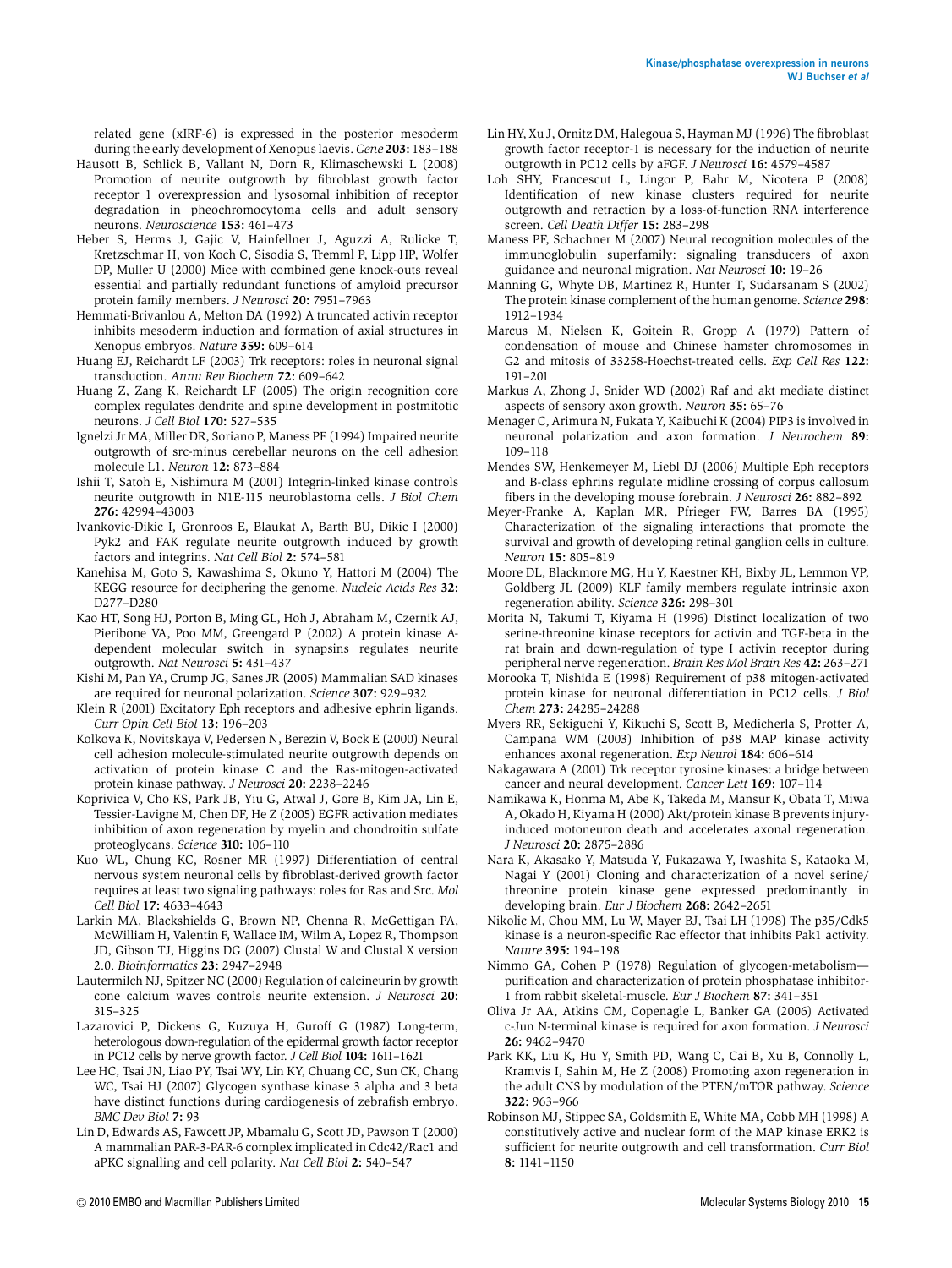related gene (xIRF-6) is expressed in the posterior mesoderm during the early development of Xenopus laevis. *Gene* **203:** 183–188

Hausott B, Schlick B, Vallant N, Dorn R, Klimaschewski L (2008) Promotion of neurite outgrowth by fibroblast growth factor receptor 1 overexpression and lysosomal inhibition of receptor degradation in pheochromocytoma cells and adult sensory neurons. *Neuroscience* **153:** 461–473

Heber S, Herms J, Gajic V, Hainfellner J, Aguzzi A, Rulicke T, Kretzschmar H, von Koch C, Sisodia S, Tremml P, Lipp HP, Wolfer DP, Muller U (2000) Mice with combined gene knock-outs reveal essential and partially redundant functions of amyloid precursor protein family members. *J Neurosci* **20:** 7951–7963

Hemmati-Brivanlou A, Melton DA (1992) A truncated activin receptor inhibits mesoderm induction and formation of axial structures in Xenopus embryos. *Nature* **359:** 609–614

Huang EJ, Reichardt LF (2003) Trk receptors: roles in neuronal signal transduction. *Annu Rev Biochem* **72:** 609–642

Huang Z, Zang K, Reichardt LF (2005) The origin recognition core complex regulates dendrite and spine development in postmitotic neurons. *J Cell Biol* **170:** 527–535

Ignelzi Jr MA, Miller DR, Soriano P, Maness PF (1994) Impaired neurite outgrowth of src-minus cerebellar neurons on the cell adhesion molecule L1. *Neuron* **12:** 873–884

Ishii T, Satoh E, Nishimura M (2001) Integrin-linked kinase controls neurite outgrowth in N1E-115 neuroblastoma cells. *J Biol Chem* **276:** 42994–43003

Ivankovic-Dikic I, Gronroos E, Blaukat A, Barth BU, Dikic I (2000) Pyk2 and FAK regulate neurite outgrowth induced by growth factors and integrins. *Nat Cell Biol* **2:** 574–581

Kanehisa M, Goto S, Kawashima S, Okuno Y, Hattori M (2004) The KEGG resource for deciphering the genome. *Nucleic Acids Res* **32:** D277–D280

Kao HT, Song HJ, Porton B, Ming GL, Hoh J, Abraham M, Czernik AJ, Pieribone VA, Poo MM, Greengard P (2002) A protein kinase A-dependent molecular switch in synapsins regulates neurite outgrowth. *Nat Neurosci* **5:** 431–437

Kishi M, Pan YA, Crump JG, Sanes JR (2005) Mammalian SAD kinases are required for neuronal polarization. *Science* **307:** 929–932

Klein R (2001) Excitatory Eph receptors and adhesive ephrin ligands. *Curr Opin Cell Biol* **13:** 196–203

Kolkova K, Novitskaya V, Pedersen N, Berezin V, Bock E (2000) Neural cell adhesion molecule-stimulated neurite outgrowth depends on activation of protein kinase C and the Ras-mitogen-activated protein kinase pathway. *J Neurosci* **20:** 2238–2246

Koprivica V, Cho KS, Park JB, Yiu G, Atwal J, Gore B, Kim JA, Lin E, Tessier-Lavigne M, Chen DF, He Z (2005) EGFR activation mediates inhibition of axon regeneration by myelin and chondroitin sulfate proteoglycans. *Science* **310:** 106–110

Kuo WL, Chung KC, Rosner MR (1997) Differentiation of central nervous system neuronal cells by fibroblast-derived growth factor requires at least two signaling pathways: roles for Ras and Src. *Mol Cell Biol* **17:** 4633–4643

Larkin MA, Blackshields G, Brown NP, Chenna R, McGettigan PA, McWilliam H, Valentin F, Wallace IM, Wilm A, Lopez R, Thompson JD, Gibson TJ, Higgins DG (2007) Clustal W and Clustal X version 2.0. *Bioinformatics* **23:** 2947–2948

Lautermilch NJ, Spitzer NC (2000) Regulation of calcineurin by growth cone calcium waves controls neurite extension. *J Neurosci* **20:** 315–325

Lazarovici P, Dickens G, Kuzuya H, Guroff G (1987) Long-term, heterologous down-regulation of the epidermal growth factor receptor in PC12 cells by nerve growth factor. *J Cell Biol* **104:** 1611–1621

Lee HC, Tsai JN, Liao PY, Tsai WY, Lin KY, Chuang CC, Sun CK, Chang WC, Tsai HJ (2007) Glycogen synthase kinase 3 alpha and 3 beta have distinct functions during cardiogenesis of zebrafish embryo. *BMC Dev Biol* **7:** 93

Lin D, Edwards AS, Fawcett JP, Mbamalu G, Scott JD, Pawson T (2000) A mammalian PAR-3-PAR-6 complex implicated in Cdc42/Rac1 and aPKC signalling and cell polarity. *Nat Cell Biol* **2:** 540–547

Lin HY, Xu J, Ornitz DM, Halegoua S, Hayman MJ (1996) The fibroblast growth factor receptor-1 is necessary for the induction of neurite outgrowth in PC12 cells by aFGF. *J Neurosci* **16:** 4579–4587

Loh SHY, Francescut L, Lingor P, Bahr M, Nicotera P (2008) Identification of new kinase clusters required for neurite outgrowth and retraction by a loss-of-function RNA interference screen. *Cell Death Differ* **15:** 283–298

Maness PF, Schachner M (2007) Neural recognition molecules of the immunoglobulin superfamily: signaling transducers of axon guidance and neuronal migration. *Nat Neurosci* **10:** 19–26

Manning G, Whyte DB, Martinez R, Hunter T, Sudarsanam S (2002) The protein kinase complement of the human genome. *Science* **298:** 1912–1934

Marcus M, Nielsen K, Goitein R, Gropp A (1979) Pattern of condensation of mouse and Chinese hamster chromosomes in G2 and mitosis of 33258-Hoechst-treated cells. *Exp Cell Res* **122:** 191–201

Markus A, Zhong J, Snider WD (2002) Raf and akt mediate distinct aspects of sensory axon growth. *Neuron* **35:** 65–76

Menager C, Arimura N, Fukata Y, Kaibuchi K (2004) PIP3 is involved in neuronal polarization and axon formation. *J Neurochem* **89:** 109–118

Mendes SW, Henkemeyer M, Liebl DJ (2006) Multiple Eph receptors and B-class ephrins regulate midline crossing of corpus callosum fibers in the developing mouse forebrain. *J Neurosci* **26:** 882–892

Meyer-Franke A, Kaplan MR, Pfrieger FW, Barres BA (1995) Characterization of the signaling interactions that promote the survival and growth of developing retinal ganglion cells in culture. *Neuron* **15:** 805–819

Moore DL, Blackmore MG, Hu Y, Kaestner KH, Bixby JL, Lemmon VP, Goldberg JL (2009) KLF family members regulate intrinsic axon regeneration ability. *Science* **326:** 298–301

Morita N, Takumi T, Kiyama H (1996) Distinct localization of two serine-threonine kinase receptors for activin and TGF-beta in the rat brain and down-regulation of type I activin receptor during peripheral nerve regeneration. *Brain Res Mol Brain Res* **42:** 263–271

Morooka T, Nishida E (1998) Requirement of p38 mitogen-activated protein kinase for neuronal differentiation in PC12 cells. *J Biol Chem* **273:** 24285–24288

Myers RR, Sekiguchi Y, Kikuchi S, Scott B, Medicherla S, Protter A, Campana WM (2003) Inhibition of p38 MAP kinase activity enhances axonal regeneration. *Exp Neurol* **184:** 606–614

Nakagawara A (2001) Trk receptor tyrosine kinases: a bridge between cancer and neural development. *Cancer Lett* **169:** 107–114

Namikawa K, Honma M, Abe K, Takeda M, Mansur K, Obata T, Miwa A, Okado H, Kiyama H (2000) Akt/protein kinase B prevents injury-induced motoneuron death and accelerates axonal regeneration. *J Neurosci* **20:** 2875–2886

Nara K, Akasako Y, Matsuda Y, Fukazawa Y, Iwashita S, Kataoka M, Nagai Y (2001) Cloning and characterization of a novel serine/threonine protein kinase gene expressed predominantly in developing brain. *Eur J Biochem* **268:** 2642–2651

Nikolic M, Chou MM, Lu W, Mayer BJ, Tsai LH (1998) The p35/Cdk5 kinase is a neuron-specific Rac effector that inhibits Pak1 activity. *Nature* **395:** 194–198

Nimmo GA, Cohen P (1978) Regulation of glycogen-metabolism—purification and characterization of protein phosphatase inhibitor-1 from rabbit skeletal-muscle. *Eur J Biochem* **87:** 341–351

Oliva Jr AA, Atkins CM, Copenagle L, Banker GA (2006) Activated c-Jun N-terminal kinase is required for axon formation. *J Neurosci* **26:** 9462–9470

Park KK, Liu K, Hu Y, Smith PD, Wang C, Cai B, Xu B, Connolly L, Kramvis I, Sahin M, He Z (2008) Promoting axon regeneration in the adult CNS by modulation of the PTEN/mTOR pathway. *Science* **322:** 963–966

Robinson MJ, Stippec SA, Goldsmith E, White MA, Cobb MH (1998) A constitutively active and nuclear form of the MAP kinase ERK2 is sufficient for neurite outgrowth and cell transformation. *Curr Biol* **8:** 1141–1150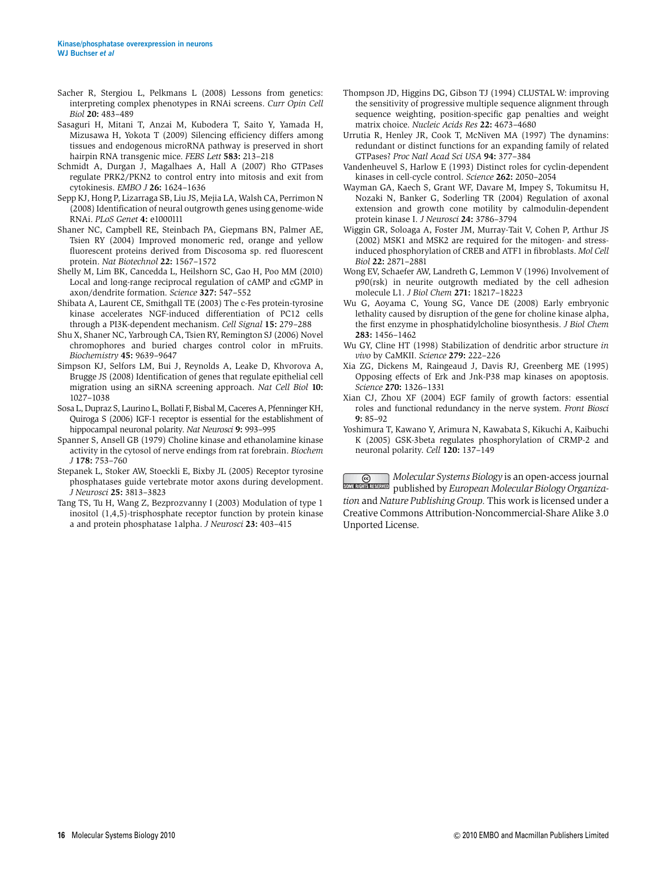Sacher R, Stergiou L, Pelkmans L (2008) Lessons from genetics: interpreting complex phenotypes in RNAi screens. *Curr Opin Cell Biol* **20:** 483–489

Sasaguri H, Mitani T, Anzai M, Kubodera T, Saito Y, Yamada H, Mizusawa H, Yokota T (2009) Silencing efficiency differs among tissues and endogenous microRNA pathway is preserved in short hairpin RNA transgenic mice. *FEBS Lett* **583:** 213–218

Schmidt A, Durgan J, Magalhaes A, Hall A (2007) Rho GTPases regulate PRK2/PKN2 to control entry into mitosis and exit from cytokinesis. *EMBO J* **26:** 1624–1636

Sepp KJ, Hong P, Lizarraga SB, Liu JS, Mejia LA, Walsh CA, Perrimon N (2008) Identification of neural outgrowth genes using genome-wide RNAi. *PLoS Genet* **4:** e1000111

Shaner NC, Campbell RE, Steinbach PA, Giepmans BN, Palmer AE, Tsien RY (2004) Improved monomeric red, orange and yellow fluorescent proteins derived from Discosoma sp. red fluorescent protein. *Nat Biotechnol* **22:** 1567–1572

Shelly M, Lim BK, Cancedda L, Heilshorn SC, Gao H, Poo MM (2010) Local and long-range reciprocal regulation of cAMP and cGMP in axon/dendrite formation. *Science* **327:** 547–552

Shibata A, Laurent CE, Smithgall TE (2003) The c-Fes protein-tyrosine kinase accelerates NGF-induced differentiation of PC12 cells through a PI3K-dependent mechanism. *Cell Signal* **15:** 279–288

Shu X, Shaner NC, Yarbrough CA, Tsien RY, Remington SJ (2006) Novel chromophores and buried charges control color in mFruits. *Biochemistry* **45:** 9639–9647

Simpson KJ, Selfors LM, Bui J, Reynolds A, Leake D, Khvorova A, Brugge JS (2008) Identification of genes that regulate epithelial cell migration using an siRNA screening approach. *Nat Cell Biol* **10:** 1027–1038

Sosa L, Dupraz S, Laurino L, Bollati F, Bisbal M, Caceres A, Pfenninger KH, Quiroga S (2006) IGF-1 receptor is essential for the establishment of hippocampal neuronal polarity. *Nat Neurosci* **9:** 993–995

Spanner S, Ansell GB (1979) Choline kinase and ethanolamine kinase activity in the cytosol of nerve endings from rat forebrain. *Biochem J* **178:** 753–760

Stepanek L, Stoker AW, Stoeckli E, Bixby JL (2005) Receptor tyrosine phosphatases guide vertebrate motor axons during development. *J Neurosci* **25:** 3813–3823

Tang TS, Tu H, Wang Z, Bezprozvanny I (2003) Modulation of type 1 inositol (1,4,5)-trisphosphate receptor function by protein kinase a and protein phosphatase 1alpha. *J Neurosci* **23:** 403–415

Thompson JD, Higgins DG, Gibson TJ (1994) CLUSTAL W: improving the sensitivity of progressive multiple sequence alignment through sequence weighting, position-specific gap penalties and weight matrix choice. *Nucleic Acids Res* **22:** 4673–4680

Urrutia R, Henley JR, Cook T, McNiven MA (1997) The dynamins: redundant or distinct functions for an expanding family of related GTPases? *Proc Natl Acad Sci USA* **94:** 377–384

Vandenheuvel S, Harlow E (1993) Distinct roles for cyclin-dependent kinases in cell-cycle control. *Science* **262:** 2050–2054

Wayman GA, Kaech S, Grant WF, Davare M, Impey S, Tokumitsu H, Nozaki N, Banker G, Soderling TR (2004) Regulation of axonal extension and growth cone motility by calmodulin-dependent protein kinase I. *J Neurosci* **24:** 3786–3794

Wiggin GR, Soloaga A, Foster JM, Murray-Tait V, Cohen P, Arthur JS (2002) MSK1 and MSK2 are required for the mitogen- and stress-induced phosphorylation of CREB and ATF1 in fibroblasts. *Mol Cell Biol* **22:** 2871–2881

Wong EV, Schaefer AW, Landreth G, Lemmon V (1996) Involvement of p90(rsk) in neurite outgrowth mediated by the cell adhesion molecule L1. *J Biol Chem* **271:** 18217–18223

Wu G, Aoyama C, Young SG, Vance DE (2008) Early embryonic lethality caused by disruption of the gene for choline kinase alpha, the first enzyme in phosphatidylcholine biosynthesis. *J Biol Chem* **283:** 1456–1462

Wu GY, Cline HT (1998) Stabilization of dendritic arbor structure *in vivo* by CaMKII. *Science* **279:** 222–226

Xia ZG, Dickens M, Raingeaud J, Davis RJ, Greenberg ME (1995) Opposing effects of Erk and Jnk-P38 map kinases on apoptosis. *Science* **270:** 1326–1331

Xian CJ, Zhou XF (2004) EGF family of growth factors: essential roles and functional redundancy in the nerve system. *Front Biosci* **9:** 85–92

Yoshimura T, Kawano Y, Arimura N, Kawabata S, Kikuchi A, Kaibuchi K (2005) GSK-3beta regulates phosphorylation of CRMP-2 and neuronal polarity. *Cell* **120:** 137–149

*Molecular Systems Biology* is an open-access journal published by *European Molecular Biology Organization* and *Nature Publishing Group*. This work is licensed under a Creative Commons Attribution-Noncommercial-Share Alike 3.0 Unported License.